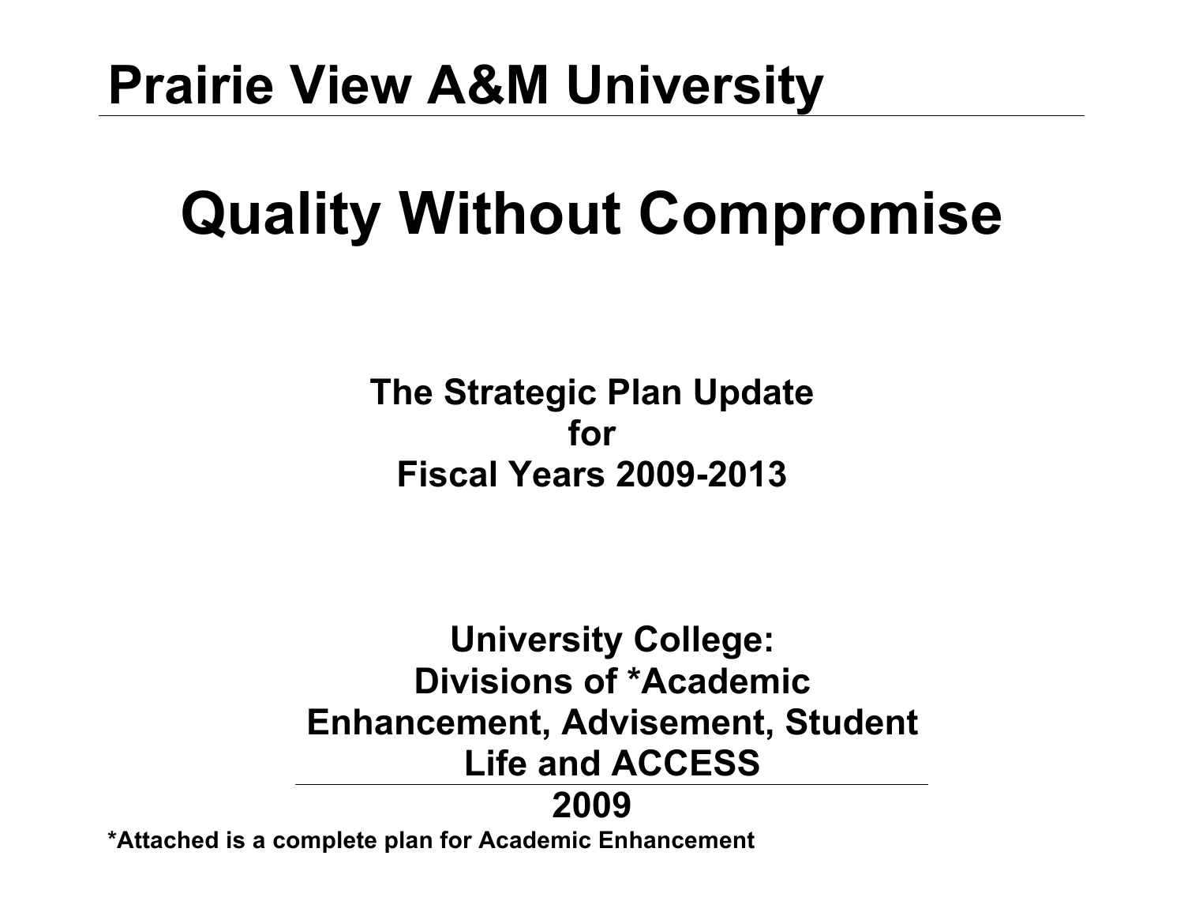# Prairie View A&M University

# Quality Without Compromise

**The Strategic Plan Update**
**for**
**Fiscal Years 2009-2013**

**University College:**
**Divisions of *Academic Enhancement, Advisement, Student Life and ACCESS**
**2009**

***Attached is a complete plan for Academic Enhancement**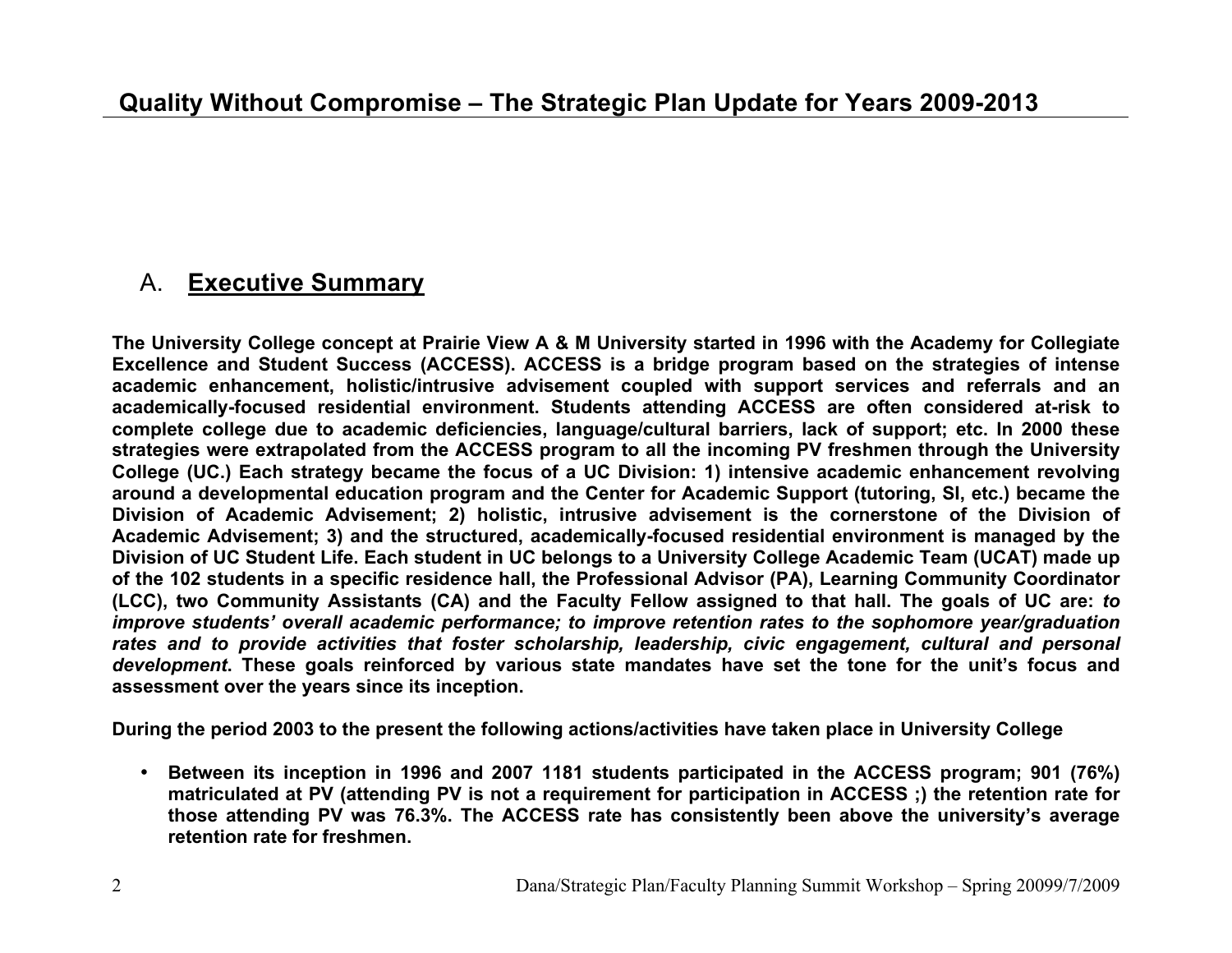## A. Executive Summary

**The University College concept at Prairie View A & M University started in 1996 with the Academy for Collegiate Excellence and Student Success (ACCESS). ACCESS is a bridge program based on the strategies of intense academic enhancement, holistic/intrusive advisement coupled with support services and referrals and an academically-focused residential environment. Students attending ACCESS are often considered at-risk to complete college due to academic deficiencies, language/cultural barriers, lack of support; etc. In 2000 these strategies were extrapolated from the ACCESS program to all the incoming PV freshmen through the University College (UC.) Each strategy became the focus of a UC Division: 1) intensive academic enhancement revolving around a developmental education program and the Center for Academic Support (tutoring, SI, etc.) became the Division of Academic Advisement; 2) holistic, intrusive advisement is the cornerstone of the Division of Academic Advisement; 3) and the structured, academically-focused residential environment is managed by the Division of UC Student Life. Each student in UC belongs to a University College Academic Team (UCAT) made up of the 102 students in a specific residence hall, the Professional Advisor (PA), Learning Community Coordinator (LCC), two Community Assistants (CA) and the Faculty Fellow assigned to that hall. The goals of UC are: *to improve students' overall academic performance; to improve retention rates to the sophomore year/graduation rates and to provide activities that foster scholarship, leadership, civic engagement, cultural and personal development*. These goals reinforced by various state mandates have set the tone for the unit's focus and assessment over the years since its inception.**

**During the period 2003 to the present the following actions/activities have taken place in University College**

- **Between its inception in 1996 and 2007 1181 students participated in the ACCESS program; 901 (76%) matriculated at PV (attending PV is not a requirement for participation in ACCESS ;) the retention rate for those attending PV was 76.3%. The ACCESS rate has consistently been above the university's average retention rate for freshmen.**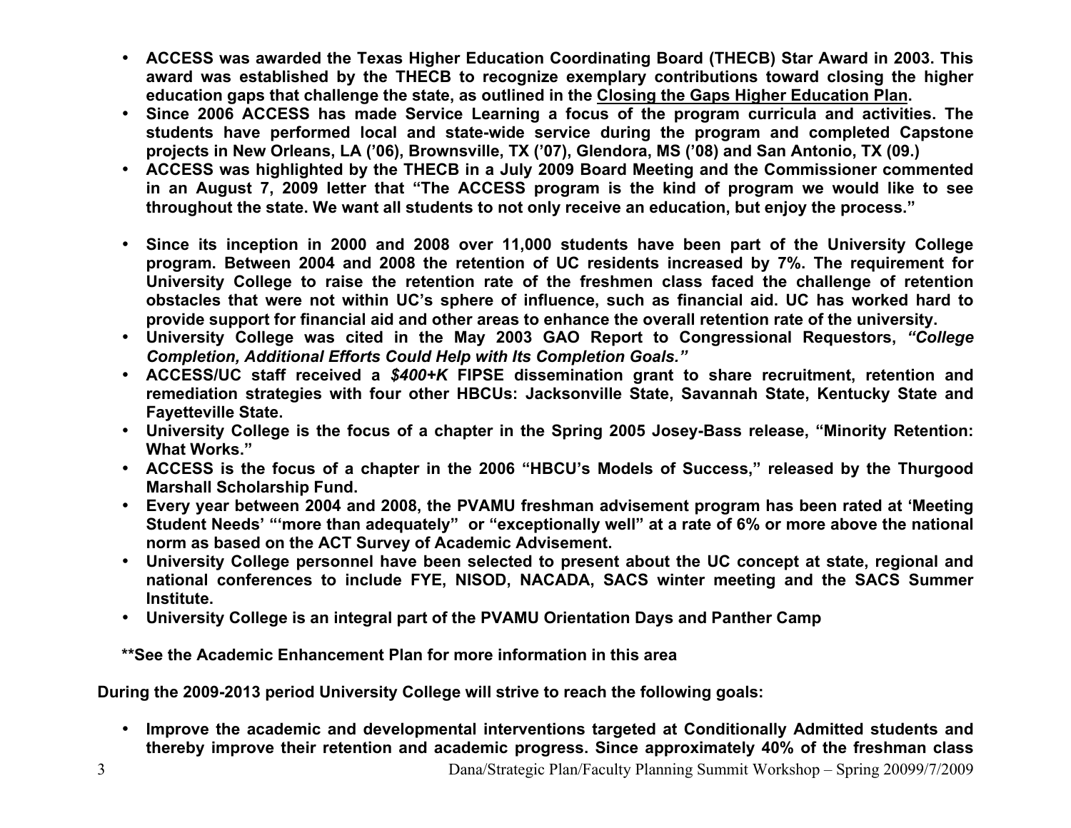- **ACCESS was awarded the Texas Higher Education Coordinating Board (THECB) Star Award in 2003. This award was established by the THECB to recognize exemplary contributions toward closing the higher education gaps that challenge the state, as outlined in the Closing the Gaps Higher Education Plan.**
- **Since 2006 ACCESS has made Service Learning a focus of the program curricula and activities. The students have performed local and state-wide service during the program and completed Capstone projects in New Orleans, LA ('06), Brownsville, TX ('07), Glendora, MS ('08) and San Antonio, TX (09.)**
- **ACCESS was highlighted by the THECB in a July 2009 Board Meeting and the Commissioner commented in an August 7, 2009 letter that "The ACCESS program is the kind of program we would like to see throughout the state. We want all students to not only receive an education, but enjoy the process."**

- **Since its inception in 2000 and 2008 over 11,000 students have been part of the University College program. Between 2004 and 2008 the retention of UC residents increased by 7%. The requirement for University College to raise the retention rate of the freshmen class faced the challenge of retention obstacles that were not within UC's sphere of influence, such as financial aid. UC has worked hard to provide support for financial aid and other areas to enhance the overall retention rate of the university.**
- **University College was cited in the May 2003 GAO Report to Congressional Requestors, *"College Completion, Additional Efforts Could Help with Its Completion Goals."***
- **ACCESS/UC staff received a *$400+K* FIPSE dissemination grant to share recruitment, retention and remediation strategies with four other HBCUs: Jacksonville State, Savannah State, Kentucky State and Fayetteville State.**
- **University College is the focus of a chapter in the Spring 2005 Josey-Bass release, "Minority Retention: What Works."**
- **ACCESS is the focus of a chapter in the 2006 "HBCU's Models of Success," released by the Thurgood Marshall Scholarship Fund.**
- **Every year between 2004 and 2008, the PVAMU freshman advisement program has been rated at 'Meeting Student Needs' "'more than adequately" or "exceptionally well" at a rate of 6% or more above the national norm as based on the ACT Survey of Academic Advisement.**
- **University College personnel have been selected to present about the UC concept at state, regional and national conferences to include FYE, NISOD, NACADA, SACS winter meeting and the SACS Summer Institute.**
- **University College is an integral part of the PVAMU Orientation Days and Panther Camp**

**\*\*See the Academic Enhancement Plan for more information in this area**

**During the 2009-2013 period University College will strive to reach the following goals:**

- **Improve the academic and developmental interventions targeted at Conditionally Admitted students and thereby improve their retention and academic progress. Since approximately 40% of the freshman class**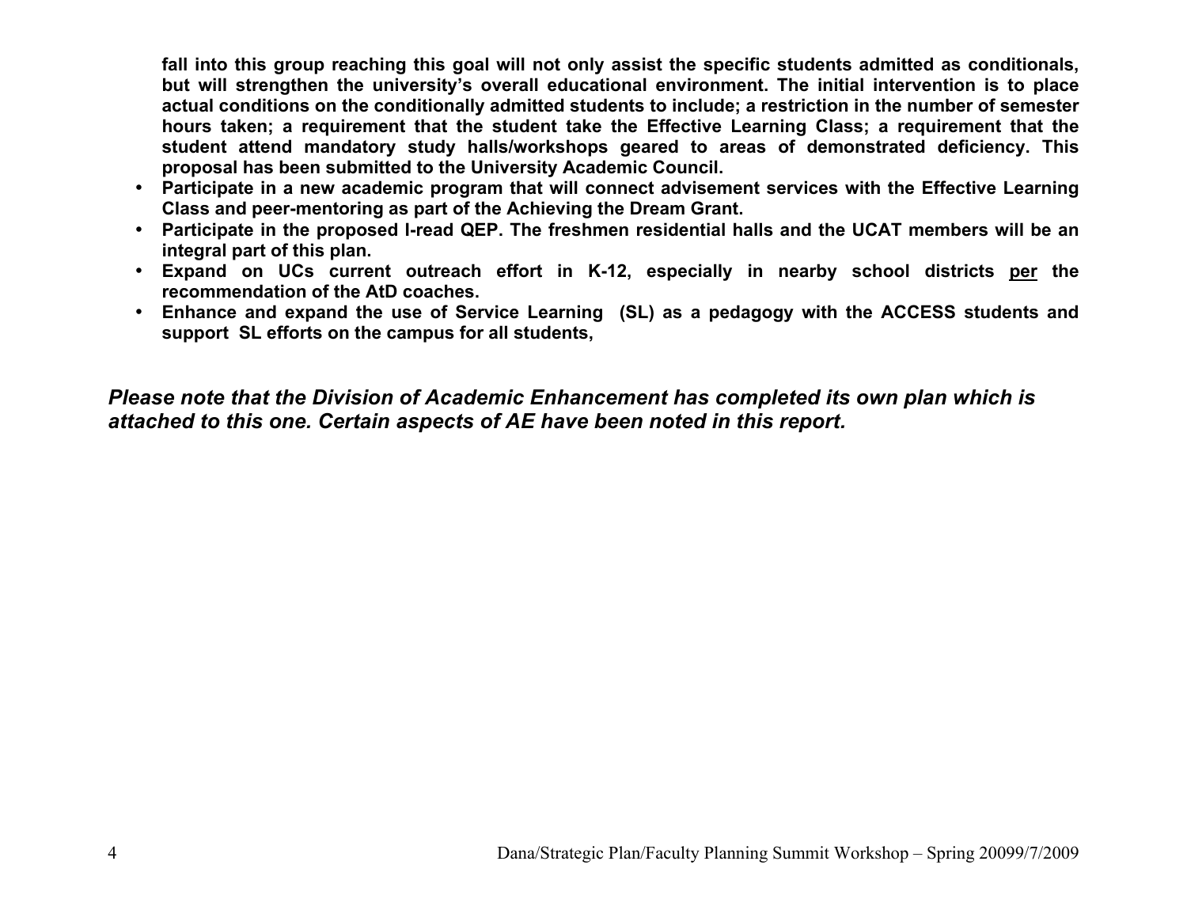**fall into this group reaching this goal will not only assist the specific students admitted as conditionals, but will strengthen the university's overall educational environment. The initial intervention is to place actual conditions on the conditionally admitted students to include; a restriction in the number of semester hours taken; a requirement that the student take the Effective Learning Class; a requirement that the student attend mandatory study halls/workshops geared to areas of demonstrated deficiency. This proposal has been submitted to the University Academic Council.**

- **Participate in a new academic program that will connect advisement services with the Effective Learning Class and peer-mentoring as part of the Achieving the Dream Grant.**
- **Participate in the proposed I-read QEP. The freshmen residential halls and the UCAT members will be an integral part of this plan.**
- **Expand on UCs current outreach effort in K-12, especially in nearby school districts <u>per</u> the recommendation of the AtD coaches.**
- **Enhance and expand the use of Service Learning (SL) as a pedagogy with the ACCESS students and support SL efforts on the campus for all students,**

***Please note that the Division of Academic Enhancement has completed its own plan which is attached to this one. Certain aspects of AE have been noted in this report.***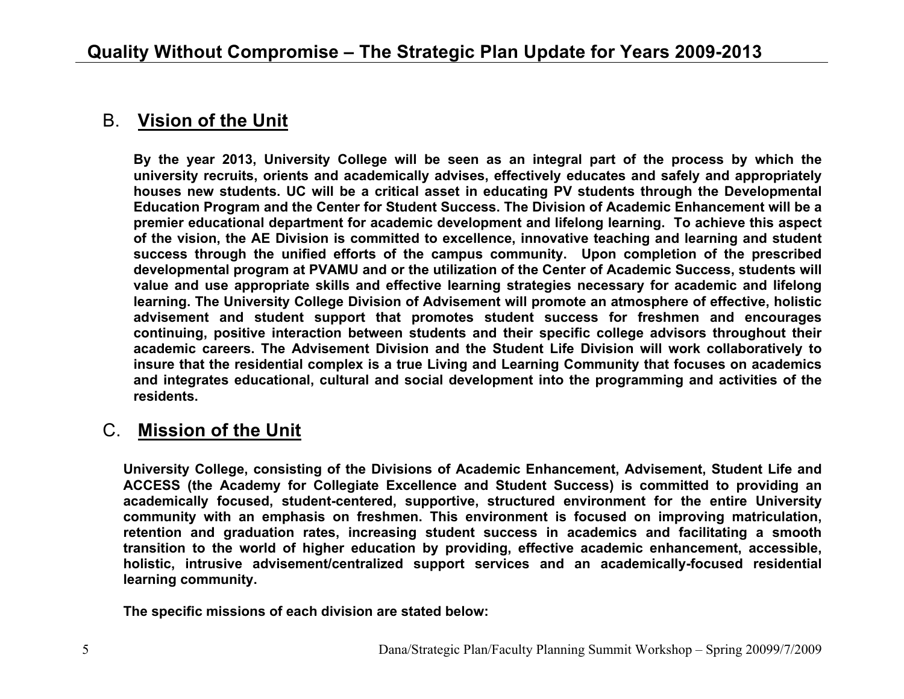## B. Vision of the Unit

**By the year 2013, University College will be seen as an integral part of the process by which the university recruits, orients and academically advises, effectively educates and safely and appropriately houses new students. UC will be a critical asset in educating PV students through the Developmental Education Program and the Center for Student Success. The Division of Academic Enhancement will be a premier educational department for academic development and lifelong learning. To achieve this aspect of the vision, the AE Division is committed to excellence, innovative teaching and learning and student success through the unified efforts of the campus community. Upon completion of the prescribed developmental program at PVAMU and or the utilization of the Center of Academic Success, students will value and use appropriate skills and effective learning strategies necessary for academic and lifelong learning. The University College Division of Advisement will promote an atmosphere of effective, holistic advisement and student support that promotes student success for freshmen and encourages continuing, positive interaction between students and their specific college advisors throughout their academic careers. The Advisement Division and the Student Life Division will work collaboratively to insure that the residential complex is a true Living and Learning Community that focuses on academics and integrates educational, cultural and social development into the programming and activities of the residents.**

## C. Mission of the Unit

**University College, consisting of the Divisions of Academic Enhancement, Advisement, Student Life and ACCESS (the Academy for Collegiate Excellence and Student Success) is committed to providing an academically focused, student-centered, supportive, structured environment for the entire University community with an emphasis on freshmen. This environment is focused on improving matriculation, retention and graduation rates, increasing student success in academics and facilitating a smooth transition to the world of higher education by providing, effective academic enhancement, accessible, holistic, intrusive advisement/centralized support services and an academically-focused residential learning community.**

**The specific missions of each division are stated below:**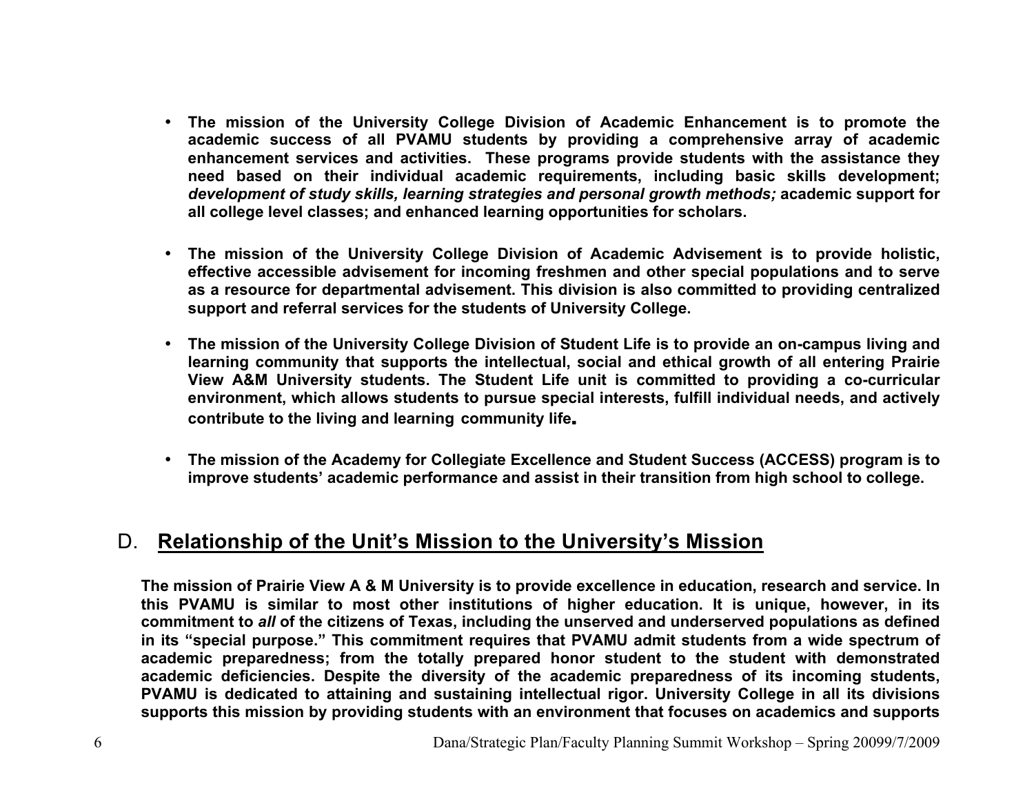- **The mission of the University College Division of Academic Enhancement is to promote the academic success of all PVAMU students by providing a comprehensive array of academic enhancement services and activities. These programs provide students with the assistance they need based on their individual academic requirements, including basic skills development; *development of study skills, learning strategies and personal growth methods;* academic support for all college level classes; and enhanced learning opportunities for scholars.**

- **The mission of the University College Division of Academic Advisement is to provide holistic, effective accessible advisement for incoming freshmen and other special populations and to serve as a resource for departmental advisement. This division is also committed to providing centralized support and referral services for the students of University College.**

- **The mission of the University College Division of Student Life is to provide an on-campus living and learning community that supports the intellectual, social and ethical growth of all entering Prairie View A&M University students. The Student Life unit is committed to providing a co-curricular environment, which allows students to pursue special interests, fulfill individual needs, and actively contribute to the living and learning community life.**

- **The mission of the Academy for Collegiate Excellence and Student Success (ACCESS) program is to improve students' academic performance and assist in their transition from high school to college.**

## D. Relationship of the Unit's Mission to the University's Mission

**The mission of Prairie View A & M University is to provide excellence in education, research and service. In this PVAMU is similar to most other institutions of higher education. It is unique, however, in its commitment to *all* of the citizens of Texas, including the unserved and underserved populations as defined in its "special purpose." This commitment requires that PVAMU admit students from a wide spectrum of academic preparedness; from the totally prepared honor student to the student with demonstrated academic deficiencies. Despite the diversity of the academic preparedness of its incoming students, PVAMU is dedicated to attaining and sustaining intellectual rigor. University College in all its divisions supports this mission by providing students with an environment that focuses on academics and supports**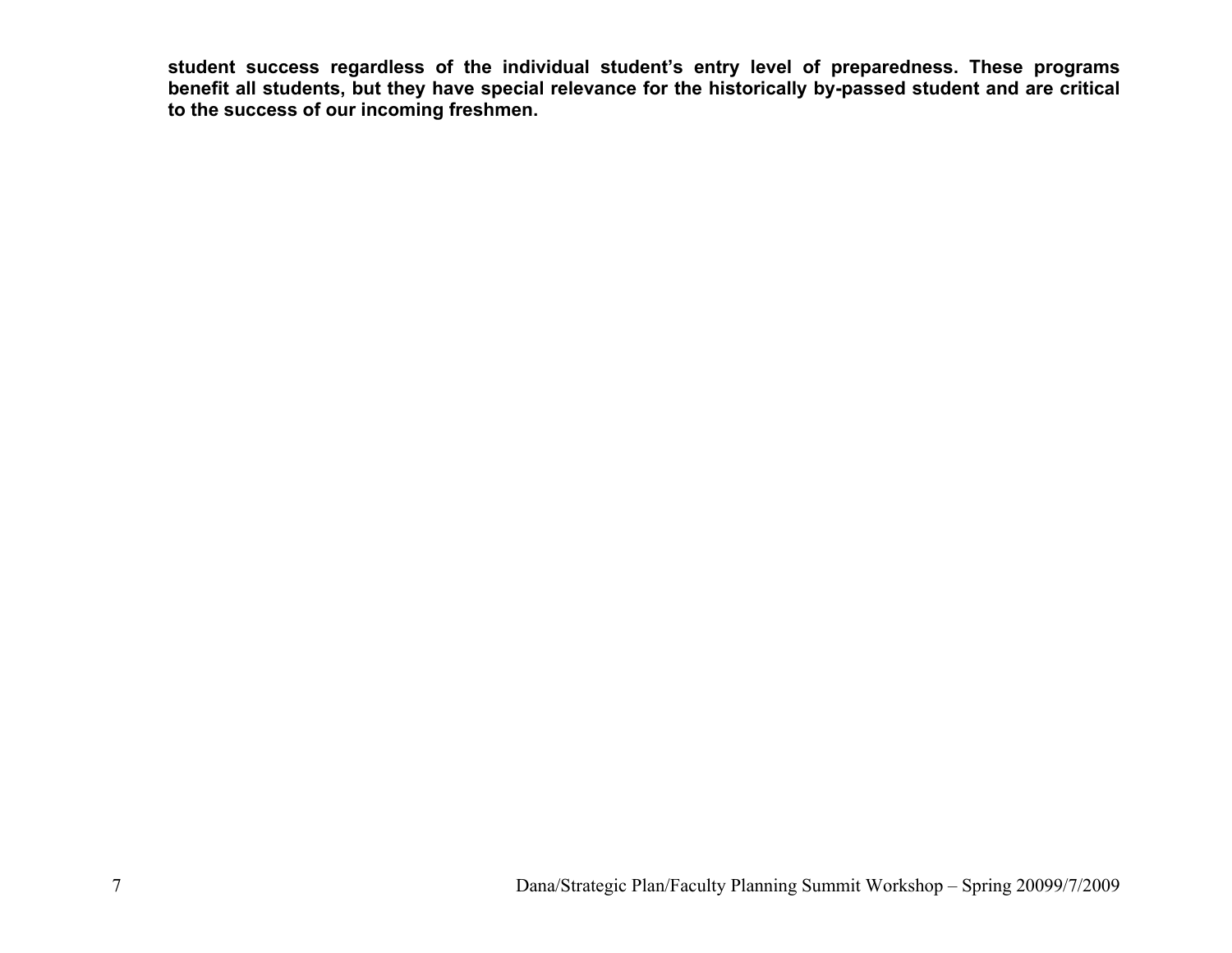**student success regardless of the individual student's entry level of preparedness. These programs benefit all students, but they have special relevance for the historically by-passed student and are critical to the success of our incoming freshmen.**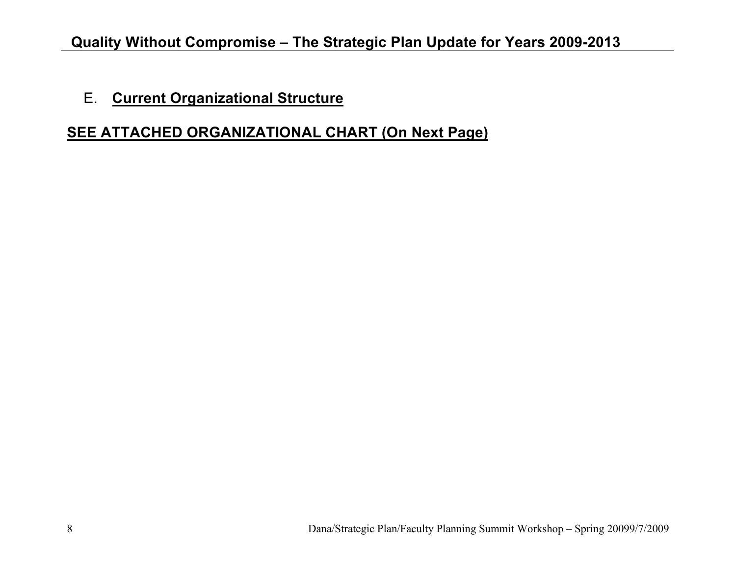## E. Current Organizational Structure

**SEE ATTACHED ORGANIZATIONAL CHART (On Next Page)**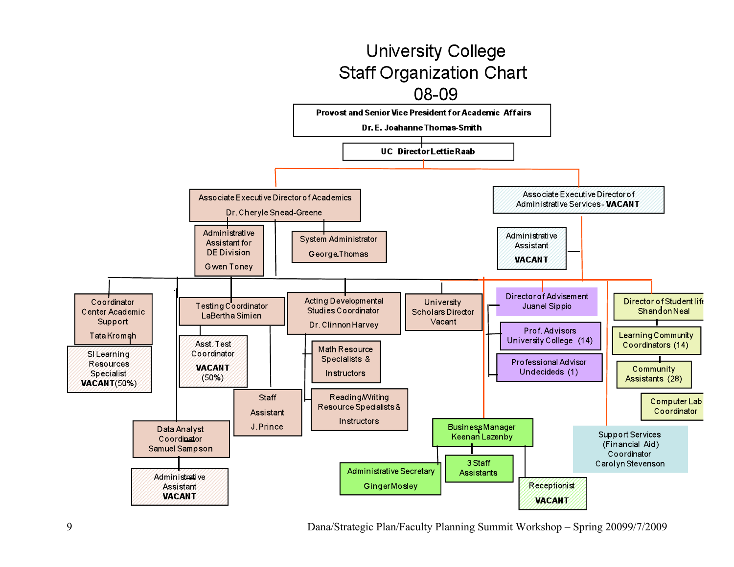# University College
# Staff Organization Chart
# 08-09

**Provost and Senior Vice President for Academic Affairs**
**Dr. E. Joahanne Thomas-Smith**

**UC Director Lettie Raab**

- Associate Executive Director of Academics
  Dr. Cheryle Snead-Greene
  - Administrative Assistant for DE Division
    Gwen Toney
  - System Administrator
    George Thomas
  - Coordinator Center Academic Support
    Tata Kromah
    - SI Learning Resources Specialist
      **VACANT** (50%)
  - Data Analyst Coordinator
    Samuel Sampson
    - Administrative Assistant
      **VACANT**
  - Testing Coordinator
    LaBertha Simien
    - Asst. Test Coordinator
      **VACANT**
      (50%)
    - Staff Assistant
      J. Prince
  - Acting Developmental Studies Coordinator
    Dr. Clinnon Harvey
    - Math Resource Specialists & Instructors
    - Reading/Writing Resource Specialists & Instructors
  - University Scholars Director
    Vacant

- Associate Executive Director of Administrative Services - **VACANT**
  - Administrative Assistant
    **VACANT**
  - Director of Advisement
    Juanel Sippio
    - Prof. Advisors University College (14)
    - Professional Advisor Undecideds (1)
  - Director of Student life
    Shandon Neal
    - Learning Community Coordinators (14)
    - Community Assistants (28)
    - Computer Lab Coordinator
  - Business Manager
    Keenan Lazenby
    - Administrative Secretary
      Ginger Mosley
    - 3 Staff Assistants
    - Receptionist
      **VACANT**
  - Support Services (Financial Aid) Coordinator
    Carolyn Stevenson

Dana/Strategic Plan/Faculty Planning Summit Workshop – Spring 20099/7/2009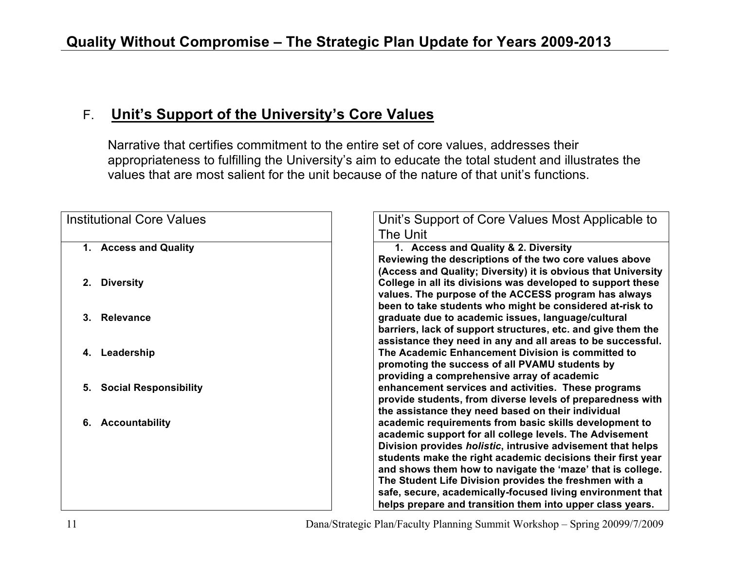## F. Unit's Support of the University's Core Values

Narrative that certifies commitment to the entire set of core values, addresses their appropriateness to fulfilling the University's aim to educate the total student and illustrates the values that are most salient for the unit because of the nature of that unit's functions.

| Institutional Core Values | Unit's Support of Core Values Most Applicable to The Unit |
|---|---|
| **1. Access and Quality**<br><br>**2. Diversity**<br><br>**3. Relevance**<br><br>**4. Leadership**<br><br>**5. Social Responsibility**<br><br>**6. Accountability** | **1. Access and Quality & 2. Diversity**<br>**Reviewing the descriptions of the two core values above (Access and Quality; Diversity) it is obvious that University College in all its divisions was developed to support these values. The purpose of the ACCESS program has always been to take students who might be considered at-risk to graduate due to academic issues, language/cultural barriers, lack of support structures, etc. and give them the assistance they need in any and all areas to be successful. The Academic Enhancement Division is committed to promoting the success of all PVAMU students by providing a comprehensive array of academic enhancement services and activities. These programs provide students, from diverse levels of preparedness with the assistance they need based on their individual academic requirements from basic skills development to academic support for all college levels. The Advisement Division provides *holistic*, intrusive advisement that helps students make the right academic decisions their first year and shows them how to navigate the 'maze' that is college. The Student Life Division provides the freshmen with a safe, secure, academically-focused living environment that helps prepare and transition them into upper class years.** |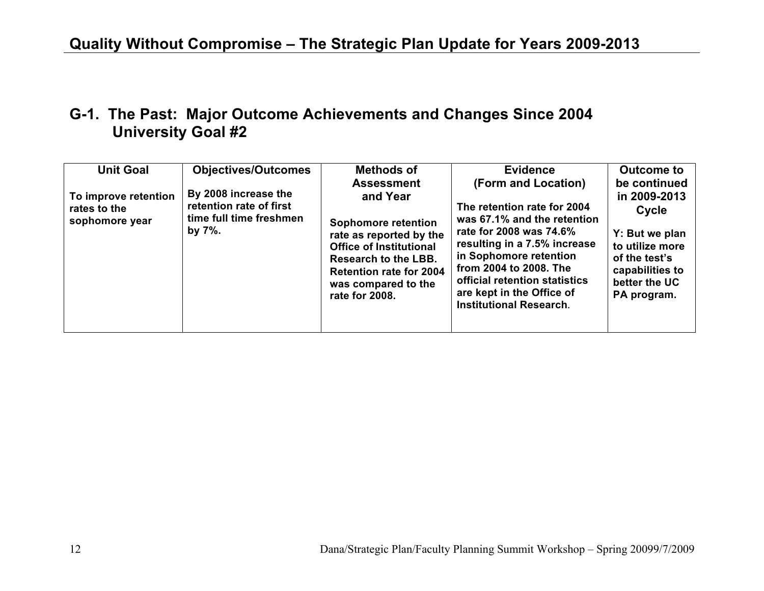## G-1. The Past: Major Outcome Achievements and Changes Since 2004 University Goal #2

| Unit Goal | Objectives/Outcomes | Methods of Assessment and Year | Evidence (Form and Location) | Outcome to be continued in 2009-2013 Cycle |
|---|---|---|---|---|
| **To improve retention rates to the sophomore year** | **By 2008 increase the retention rate of first time full time freshmen by 7%.** | **Sophomore retention rate as reported by the Office of Institutional Research to the LBB. Retention rate for 2004 was compared to the rate for 2008.** | **The retention rate for 2004 was 67.1% and the retention rate for 2008 was 74.6% resulting in a 7.5% increase in Sophomore retention from 2004 to 2008. The official retention statistics are kept in the Office of Institutional Research.** | **Y: But we plan to utilize more of the test's capabilities to better the UC PA program.** |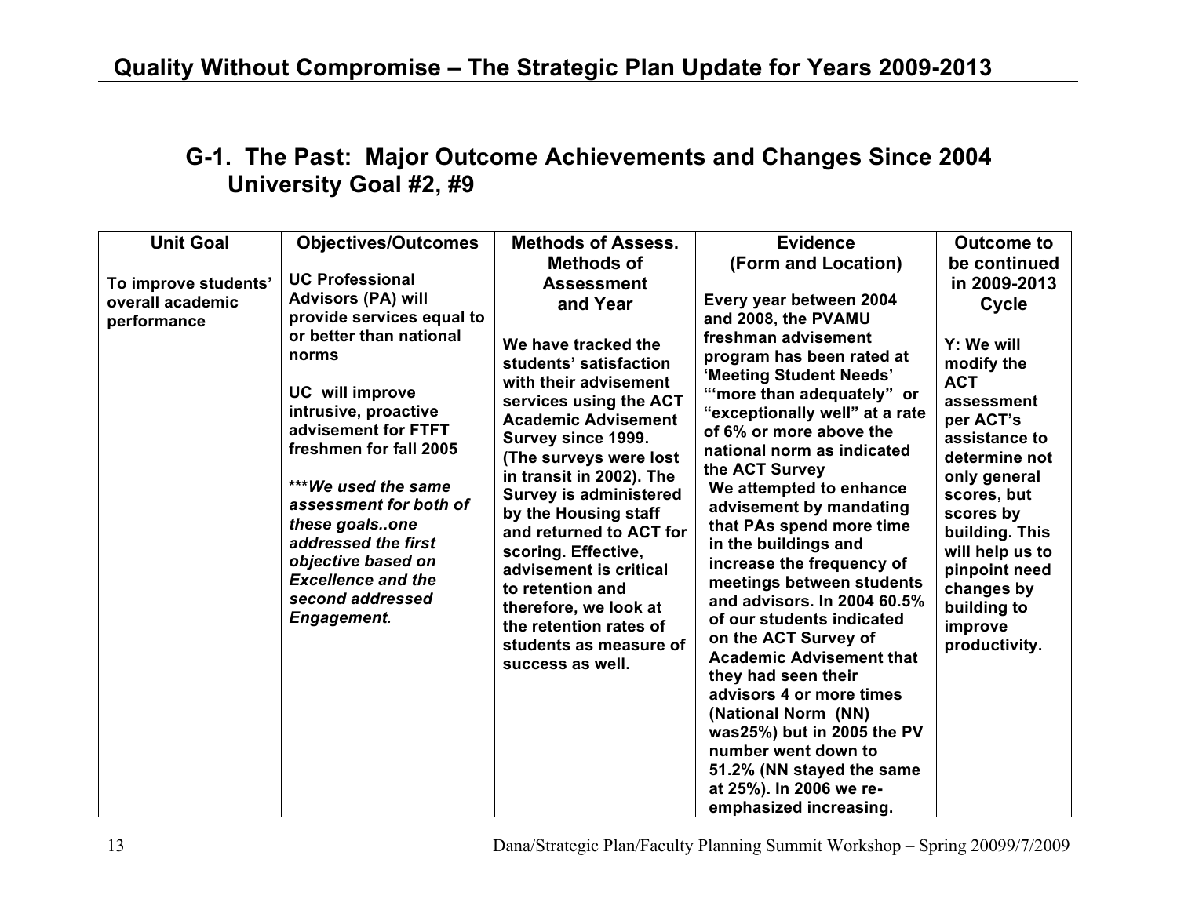## G-1. The Past: Major Outcome Achievements and Changes Since 2004 University Goal #2, #9

| Unit Goal | Objectives/Outcomes | Methods of Assess. Methods of Assessment and Year | Evidence (Form and Location) | Outcome to be continued in 2009-2013 Cycle |
|---|---|---|---|---|
| **To improve students' overall academic performance** | **UC Professional Advisors (PA) will provide services equal to or better than national norms**<br><br>**UC will improve intrusive, proactive advisement for FTFT freshmen for fall 2005**<br><br>***\*\*\*We used the same assessment for both of these goals..one addressed the first objective based on Excellence and the second addressed Engagement.*** | **We have tracked the students' satisfaction with their advisement services using the ACT Academic Advisement Survey since 1999. (The surveys were lost in transit in 2002). The Survey is administered by the Housing staff and returned to ACT for scoring. Effective, advisement is critical to retention and therefore, we look at the retention rates of students as measure of success as well.** | **Every year between 2004 and 2008, the PVAMU freshman advisement program has been rated at 'Meeting Student Needs' "'more than adequately" or "exceptionally well" at a rate of 6% or more above the national norm as indicated the ACT Survey**<br>**We attempted to enhance advisement by mandating that PAs spend more time in the buildings and increase the frequency of meetings between students and advisors. In 2004 60.5% of our students indicated on the ACT Survey of Academic Advisement that they had seen their advisors 4 or more times (National Norm (NN) was25%) but in 2005 the PV number went down to 51.2% (NN stayed the same at 25%). In 2006 we re-emphasized increasing.** | **Y: We will modify the ACT assessment per ACT's assistance to determine not only general scores, but scores by building. This will help us to pinpoint need changes by building to improve productivity.** |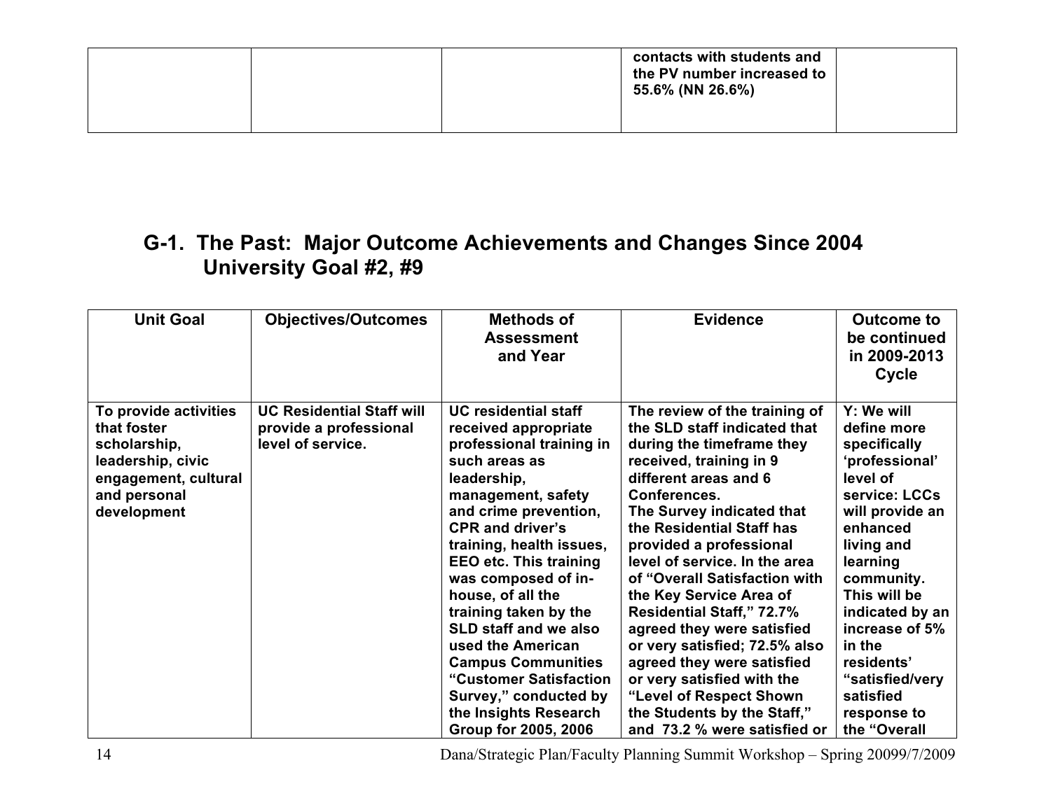| | | | contacts with students and the PV number increased to 55.6% (NN 26.6%) | |
|---|---|---|---|---|

## G-1. The Past: Major Outcome Achievements and Changes Since 2004 University Goal #2, #9

| Unit Goal | Objectives/Outcomes | Methods of Assessment and Year | Evidence | Outcome to be continued in 2009-2013 Cycle |
|---|---|---|---|---|
| **To provide activities that foster scholarship, leadership, civic engagement, cultural and personal development** | **UC Residential Staff will provide a professional level of service.** | **UC residential staff received appropriate professional training in such areas as leadership, management, safety and crime prevention, CPR and driver's training, health issues, EEO etc. This training was composed of in-house, of all the training taken by the SLD staff and we also used the American Campus Communities "Customer Satisfaction Survey," conducted by the Insights Research Group for 2005, 2006** | **The review of the training of the SLD staff indicated that during the timeframe they received, training in 9 different areas and 6 Conferences. The Survey indicated that the Residential Staff has provided a professional level of service. In the area of "Overall Satisfaction with the Key Service Area of Residential Staff," 72.7% agreed they were satisfied or very satisfied; 72.5% also agreed they were satisfied or very satisfied with the "Level of Respect Shown the Students by the Staff," and 73.2 % were satisfied or** | **Y: We will define more specifically 'professional' level of service: LCCs will provide an enhanced living and learning community. This will be indicated by an increase of 5% in the residents' "satisfied/very satisfied response to the "Overall** |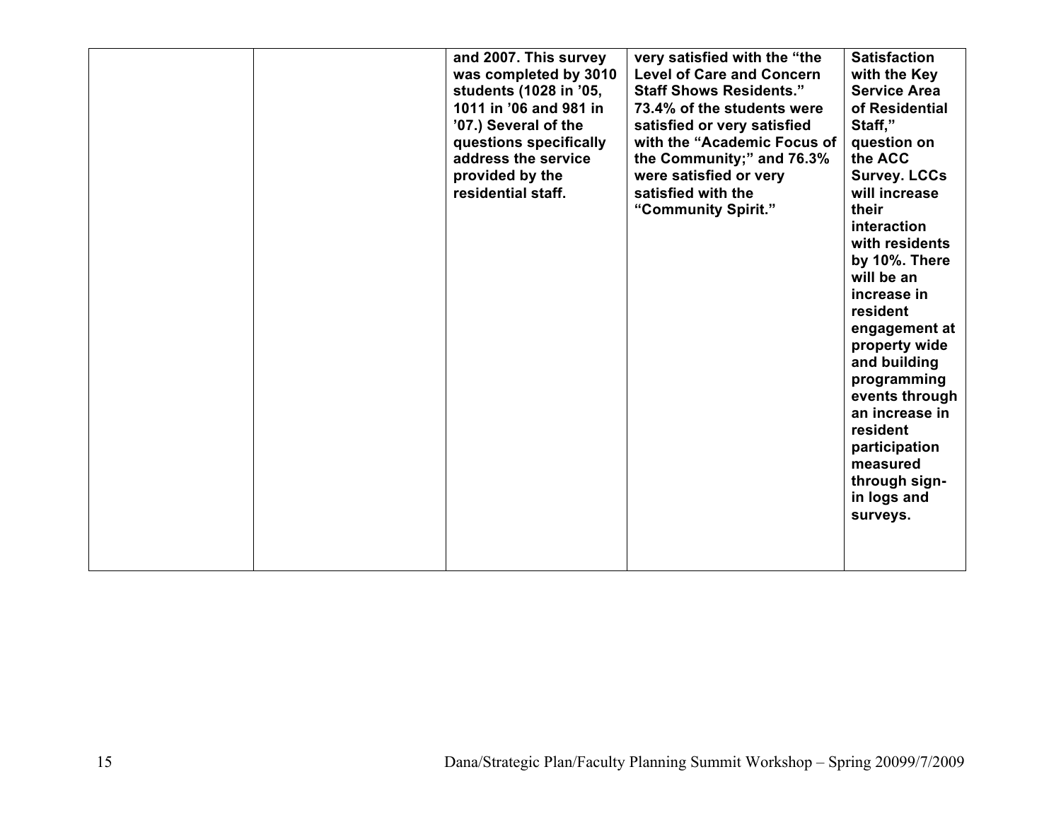| | | | | |
|---|---|---|---|---|
| | | **and 2007. This survey was completed by 3010 students (1028 in '05, 1011 in '06 and 981 in '07.) Several of the questions specifically address the service provided by the residential staff.** | **very satisfied with the "the Level of Care and Concern Staff Shows Residents." 73.4% of the students were satisfied or very satisfied with the "Academic Focus of the Community;" and 76.3% were satisfied or very satisfied with the "Community Spirit."** | **Satisfaction with the Key Service Area of Residential Staff," question on the ACC Survey. LCCs will increase their interaction with residents by 10%. There will be an increase in resident engagement at property wide and building programming events through an increase in resident participation measured through sign-in logs and surveys.** |

Dana/Strategic Plan/Faculty Planning Summit Workshop – Spring 20099/7/2009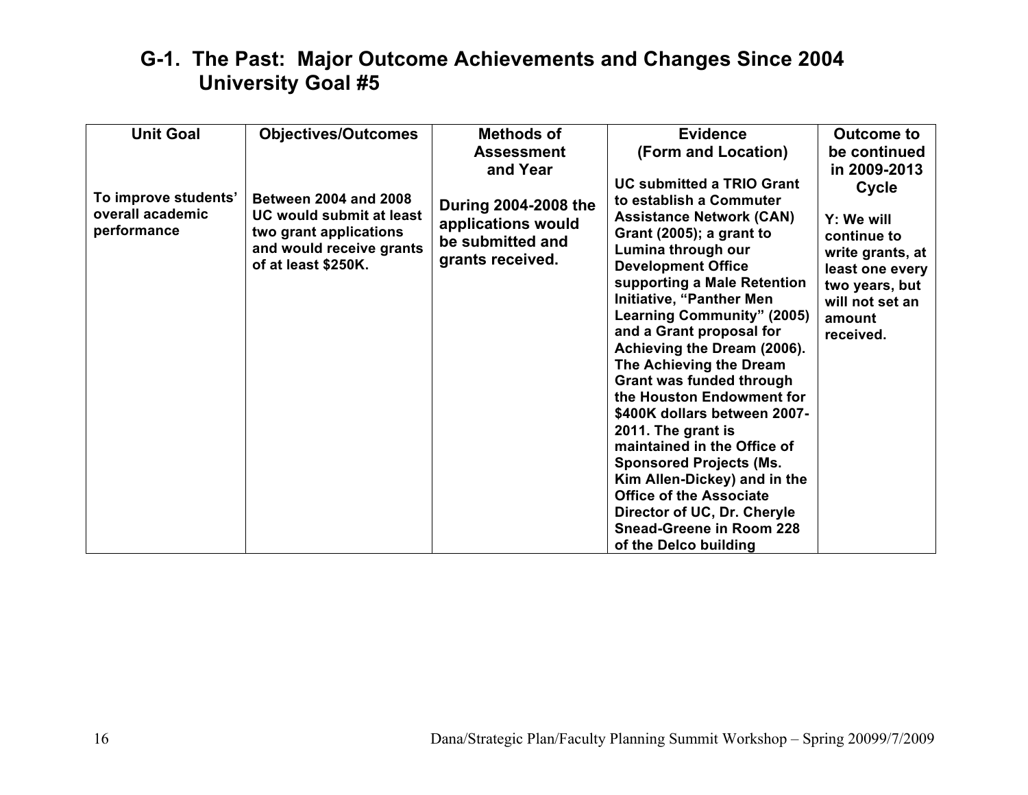## G-1. The Past: Major Outcome Achievements and Changes Since 2004 University Goal #5

| Unit Goal | Objectives/Outcomes | Methods of Assessment and Year | Evidence (Form and Location) | Outcome to be continued in 2009-2013 Cycle |
|---|---|---|---|---|
| **To improve students' overall academic performance** | **Between 2004 and 2008 UC would submit at least two grant applications and would receive grants of at least $250K.** | **During 2004-2008 the applications would be submitted and grants received.** | **UC submitted a TRIO Grant to establish a Commuter Assistance Network (CAN) Grant (2005); a grant to Lumina through our Development Office supporting a Male Retention Initiative, "Panther Men Learning Community" (2005) and a Grant proposal for Achieving the Dream (2006). The Achieving the Dream Grant was funded through the Houston Endowment for $400K dollars between 2007-2011. The grant is maintained in the Office of Sponsored Projects (Ms. Kim Allen-Dickey) and in the Office of the Associate Director of UC, Dr. Cheryle Snead-Greene in Room 228 of the Delco building** | **Y: We will continue to write grants, at least one every two years, but will not set an amount received.** |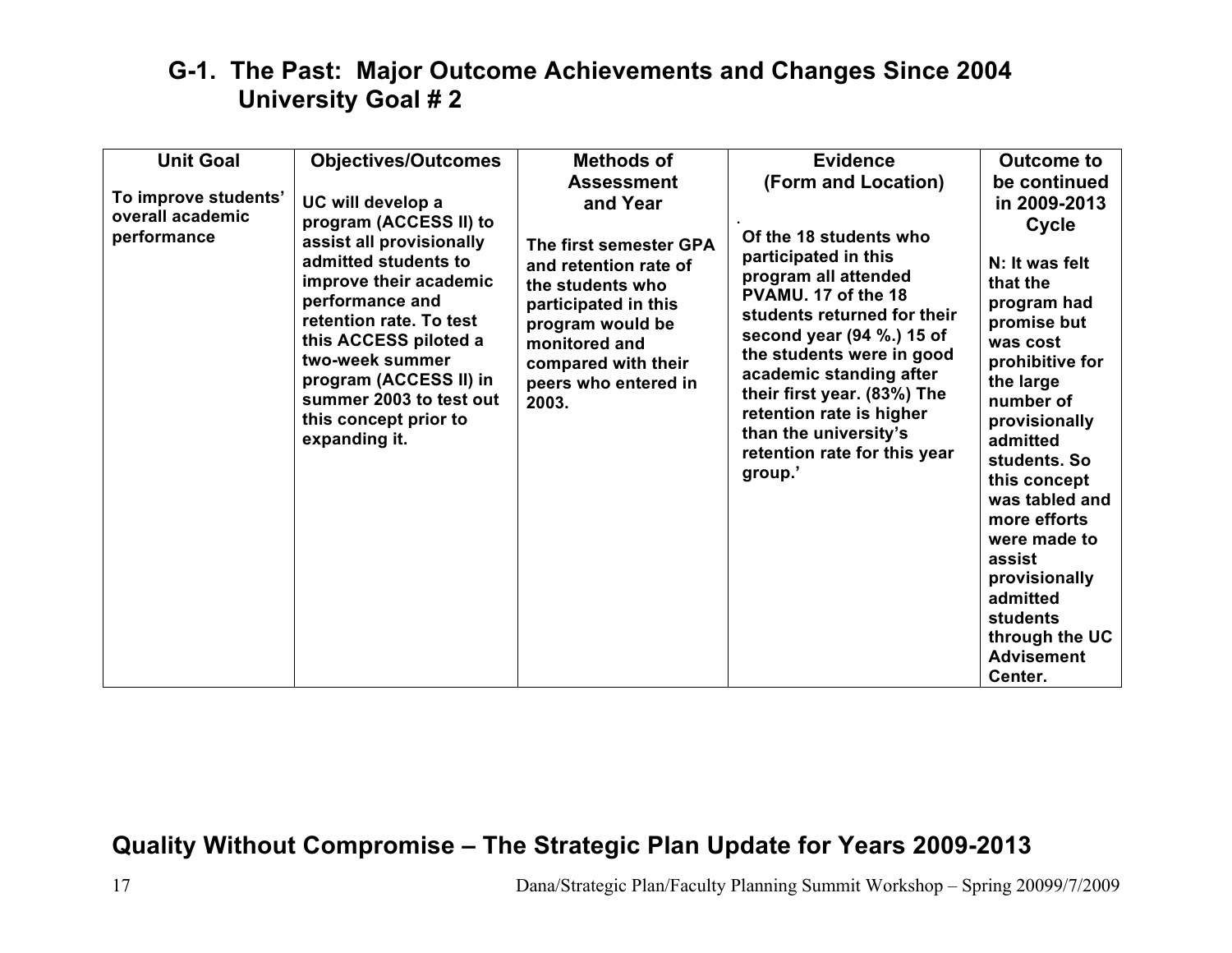## G-1. The Past: Major Outcome Achievements and Changes Since 2004
## University Goal # 2

| Unit Goal | Objectives/Outcomes | Methods of Assessment and Year | Evidence (Form and Location) | Outcome to be continued in 2009-2013 Cycle |
|---|---|---|---|---|
| **To improve students' overall academic performance** | **UC will develop a program (ACCESS II) to assist all provisionally admitted students to improve their academic performance and retention rate. To test this ACCESS piloted a two-week summer program (ACCESS II) in summer 2003 to test out this concept prior to expanding it.** | **The first semester GPA and retention rate of the students who participated in this program would be monitored and compared with their peers who entered in 2003.** | **. Of the 18 students who participated in this program all attended PVAMU. 17 of the 18 students returned for their second year (94 %.) 15 of the students were in good academic standing after their first year. (83%) The retention rate is higher than the university's retention rate for this year group.'** | **N: It was felt that the program had promise but was cost prohibitive for the large number of provisionally admitted students. So this concept was tabled and more efforts were made to assist provisionally admitted students through the UC Advisement Center.** |

**Quality Without Compromise – The Strategic Plan Update for Years 2009-2013**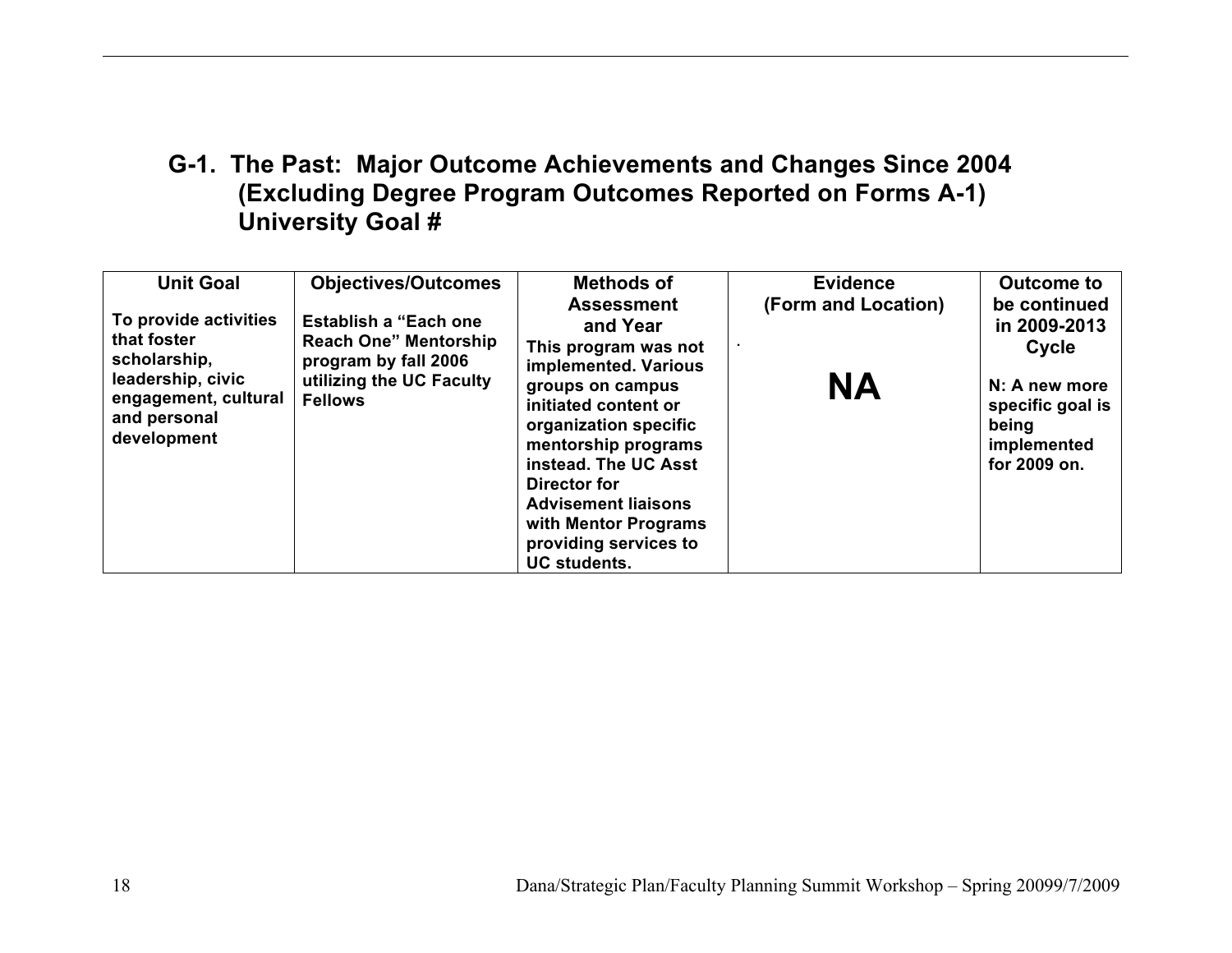## G-1. The Past: Major Outcome Achievements and Changes Since 2004 (Excluding Degree Program Outcomes Reported on Forms A-1) University Goal #

| Unit Goal | Objectives/Outcomes | Methods of Assessment and Year | Evidence (Form and Location) | Outcome to be continued in 2009-2013 Cycle |
|---|---|---|---|---|
| **To provide activities that foster scholarship, leadership, civic engagement, cultural and personal development** | **Establish a "Each one Reach One" Mentorship program by fall 2006 utilizing the UC Faculty Fellows** | **This program was not implemented. Various groups on campus initiated content or organization specific mentorship programs instead. The UC Asst Director for Advisement liaisons with Mentor Programs providing services to UC students.** | . **NA** | **N: A new more specific goal is being implemented for 2009 on.** |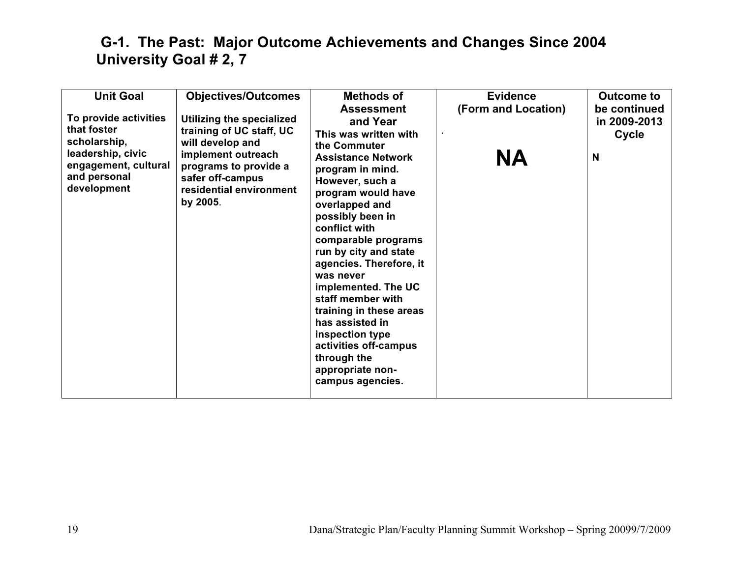## G-1. The Past: Major Outcome Achievements and Changes Since 2004
## University Goal # 2, 7

| Unit Goal | Objectives/Outcomes | Methods of Assessment and Year | Evidence (Form and Location) | Outcome to be continued in 2009-2013 Cycle |
|---|---|---|---|---|
| **To provide activities that foster scholarship, leadership, civic engagement, cultural and personal development** | **Utilizing the specialized training of UC staff, UC will develop and implement outreach programs to provide a safer off-campus residential environment by 2005**. | **This was written with the Commuter Assistance Network program in mind. However, such a program would have overlapped and possibly been in conflict with comparable programs run by city and state agencies. Therefore, it was never implemented. The UC staff member with training in these areas has assisted in inspection type activities off-campus through the appropriate non-campus agencies.** | . **NA** | **N** |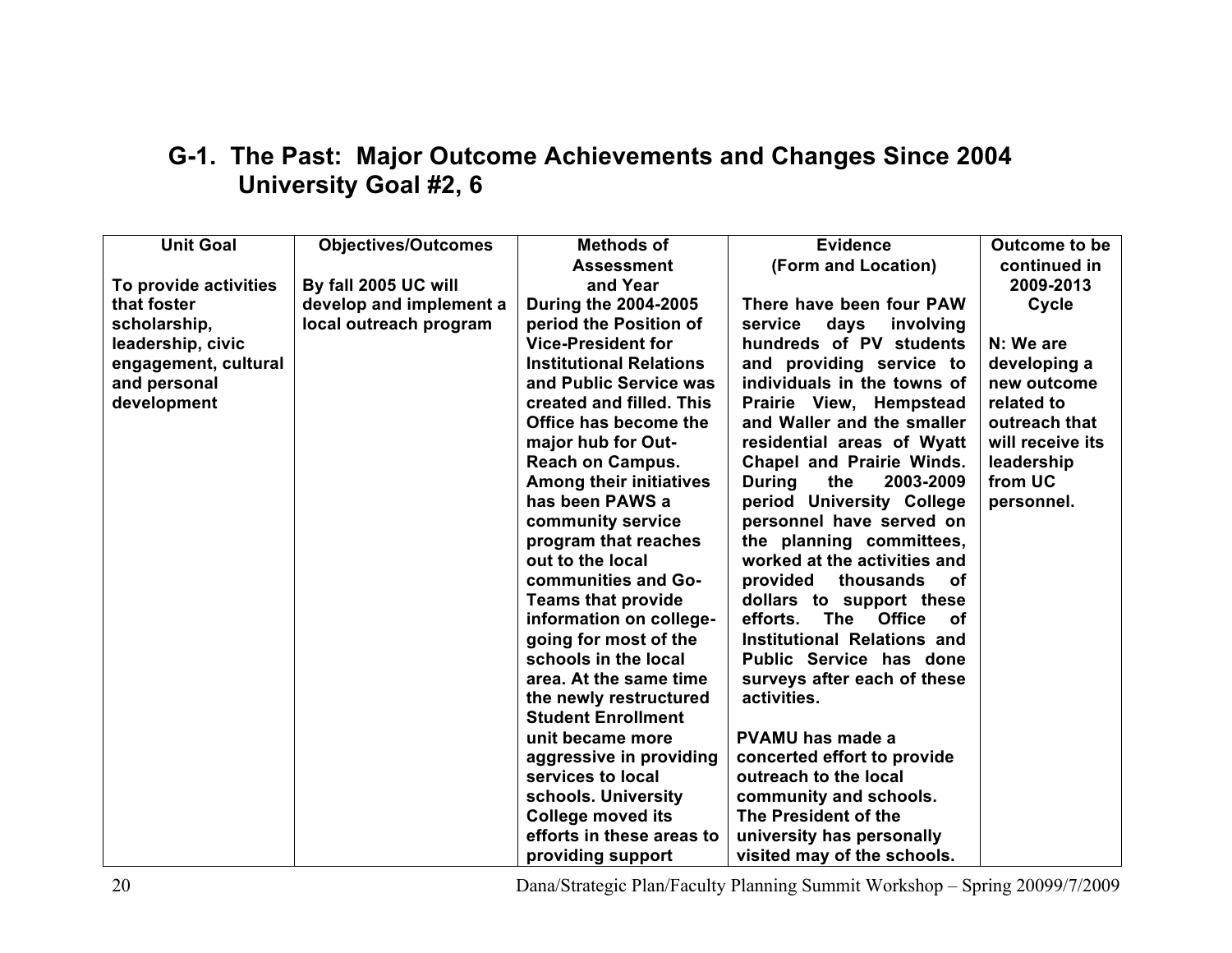## G-1. The Past: Major Outcome Achievements and Changes Since 2004 University Goal #2, 6

| Unit Goal | Objectives/Outcomes | Methods of Assessment and Year | Evidence (Form and Location) | Outcome to be continued in 2009-2013 Cycle |
|---|---|---|---|---|
| To provide activities that foster scholarship, leadership, civic engagement, cultural and personal development | By fall 2005 UC will develop and implement a local outreach program | During the 2004-2005 period the Position of Vice-President for Institutional Relations and Public Service was created and filled. This Office has become the major hub for Out-Reach on Campus. Among their initiatives has been PAWS a community service program that reaches out to the local communities and Go-Teams that provide information on college-going for most of the schools in the local area. At the same time the newly restructured Student Enrollment unit became more aggressive in providing services to local schools. University College moved its efforts in these areas to providing support | There have been four PAW service days involving hundreds of PV students and providing service to individuals in the towns of Prairie View, Hempstead and Waller and the smaller residential areas of Wyatt Chapel and Prairie Winds. During the 2003-2009 period University College personnel have served on the planning committees, worked at the activities and provided thousands of dollars to support these efforts. The Office of Institutional Relations and Public Service has done surveys after each of these activities.<br><br>PVAMU has made a concerted effort to provide outreach to the local community and schools. The President of the university has personally visited may of the schools. | N: We are developing a new outcome related to outreach that will receive its leadership from UC personnel. |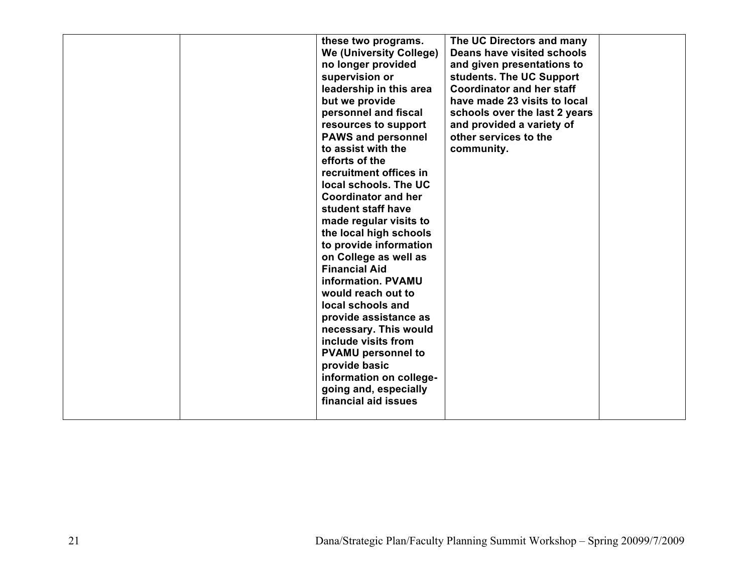| | | | | |
|---|---|---|---|---|
| | | **these two programs. We (University College) no longer provided supervision or leadership in this area but we provide personnel and fiscal resources to support PAWS and personnel to assist with the efforts of the recruitment offices in local schools. The UC Coordinator and her student staff have made regular visits to the local high schools to provide information on College as well as Financial Aid information. PVAMU would reach out to local schools and provide assistance as necessary. This would include visits from PVAMU personnel to provide basic information on college-going and, especially financial aid issues** | **The UC Directors and many Deans have visited schools and given presentations to students. The UC Support Coordinator and her staff have made 23 visits to local schools over the last 2 years and provided a variety of other services to the community.** | |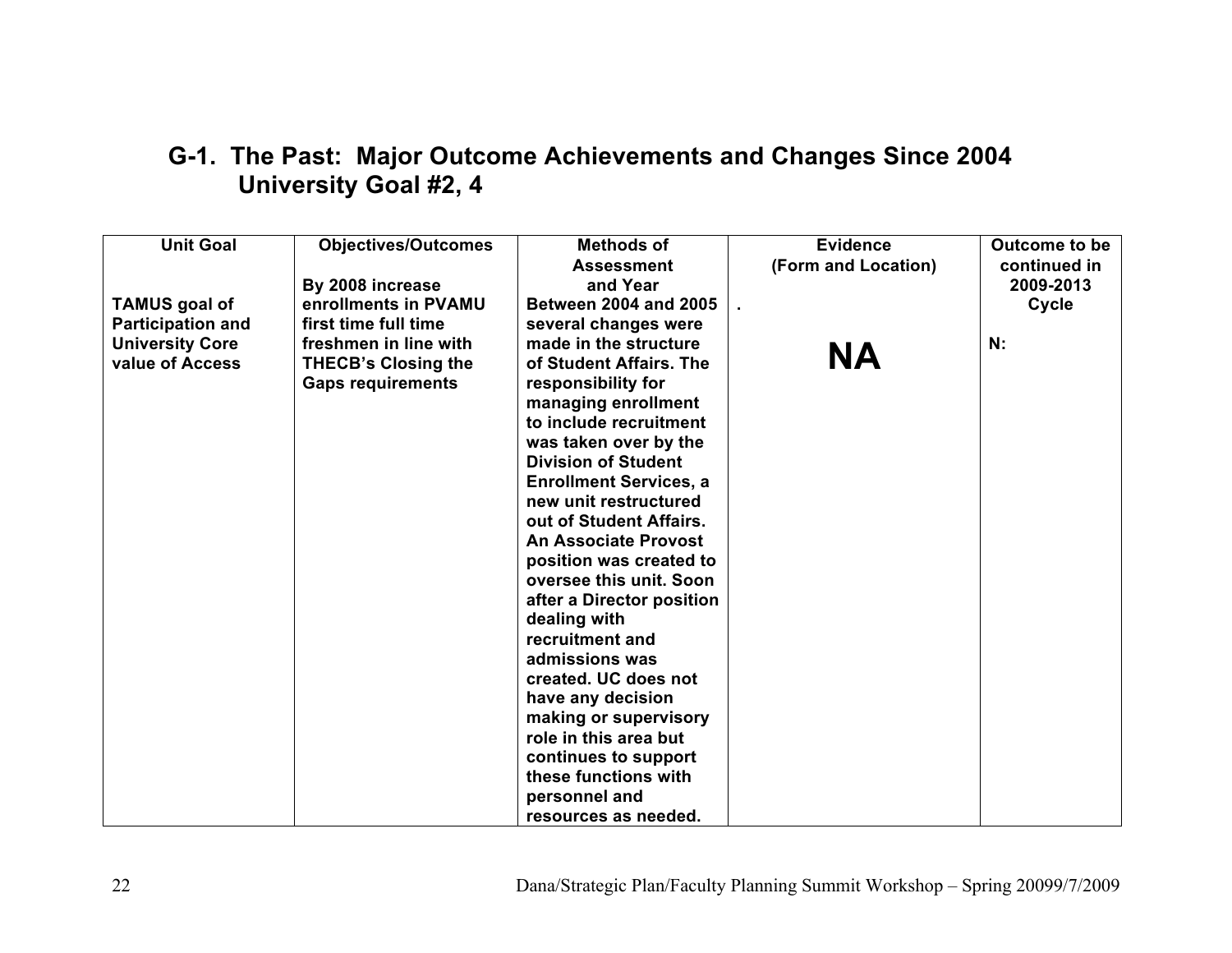## G-1. The Past: Major Outcome Achievements and Changes Since 2004 University Goal #2, 4

| Unit Goal | Objectives/Outcomes | Methods of Assessment and Year | Evidence (Form and Location) | Outcome to be continued in 2009-2013 Cycle |
|---|---|---|---|---|
| **TAMUS goal of Participation and University Core value of Access** | **By 2008 increase enrollments in PVAMU first time full time freshmen in line with THECB's Closing the Gaps requirements** | **Between 2004 and 2005 several changes were made in the structure of Student Affairs. The responsibility for managing enrollment to include recruitment was taken over by the Division of Student Enrollment Services, a new unit restructured out of Student Affairs. An Associate Provost position was created to oversee this unit. Soon after a Director position dealing with recruitment and admissions was created. UC does not have any decision making or supervisory role in this area but continues to support these functions with personnel and resources as needed.** | . **NA** | **N:** |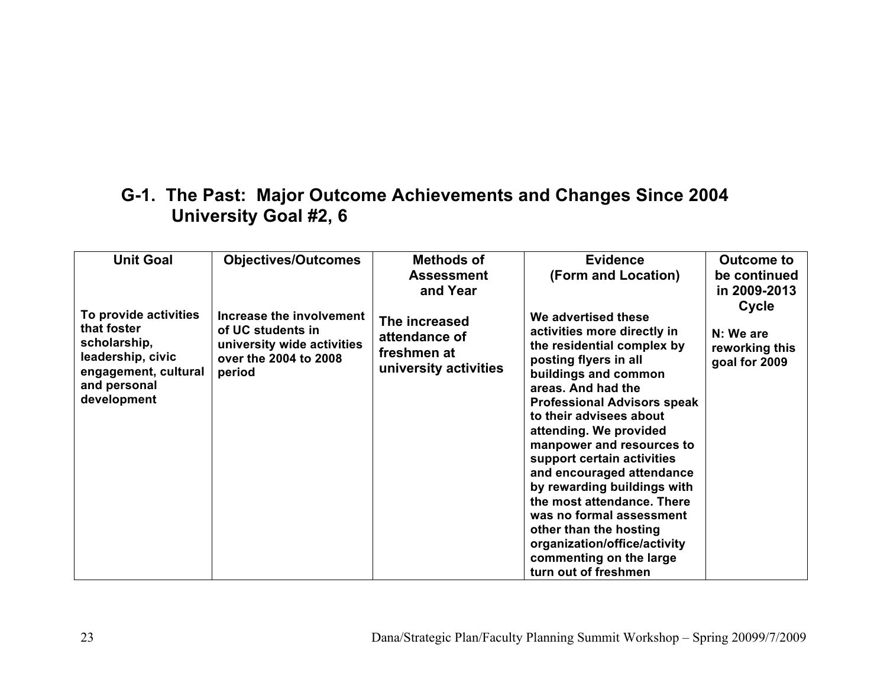## G-1. The Past: Major Outcome Achievements and Changes Since 2004 University Goal #2, 6

| Unit Goal | Objectives/Outcomes | Methods of Assessment and Year | Evidence (Form and Location) | Outcome to be continued in 2009-2013 Cycle |
|---|---|---|---|---|
| **To provide activities that foster scholarship, leadership, civic engagement, cultural and personal development** | **Increase the involvement of UC students in university wide activities over the 2004 to 2008 period** | **The increased attendance of freshmen at university activities** | **We advertised these activities more directly in the residential complex by posting flyers in all buildings and common areas. And had the Professional Advisors speak to their advisees about attending. We provided manpower and resources to support certain activities and encouraged attendance by rewarding buildings with the most attendance. There was no formal assessment other than the hosting organization/office/activity commenting on the large turn out of freshmen** | **N: We are reworking this goal for 2009** |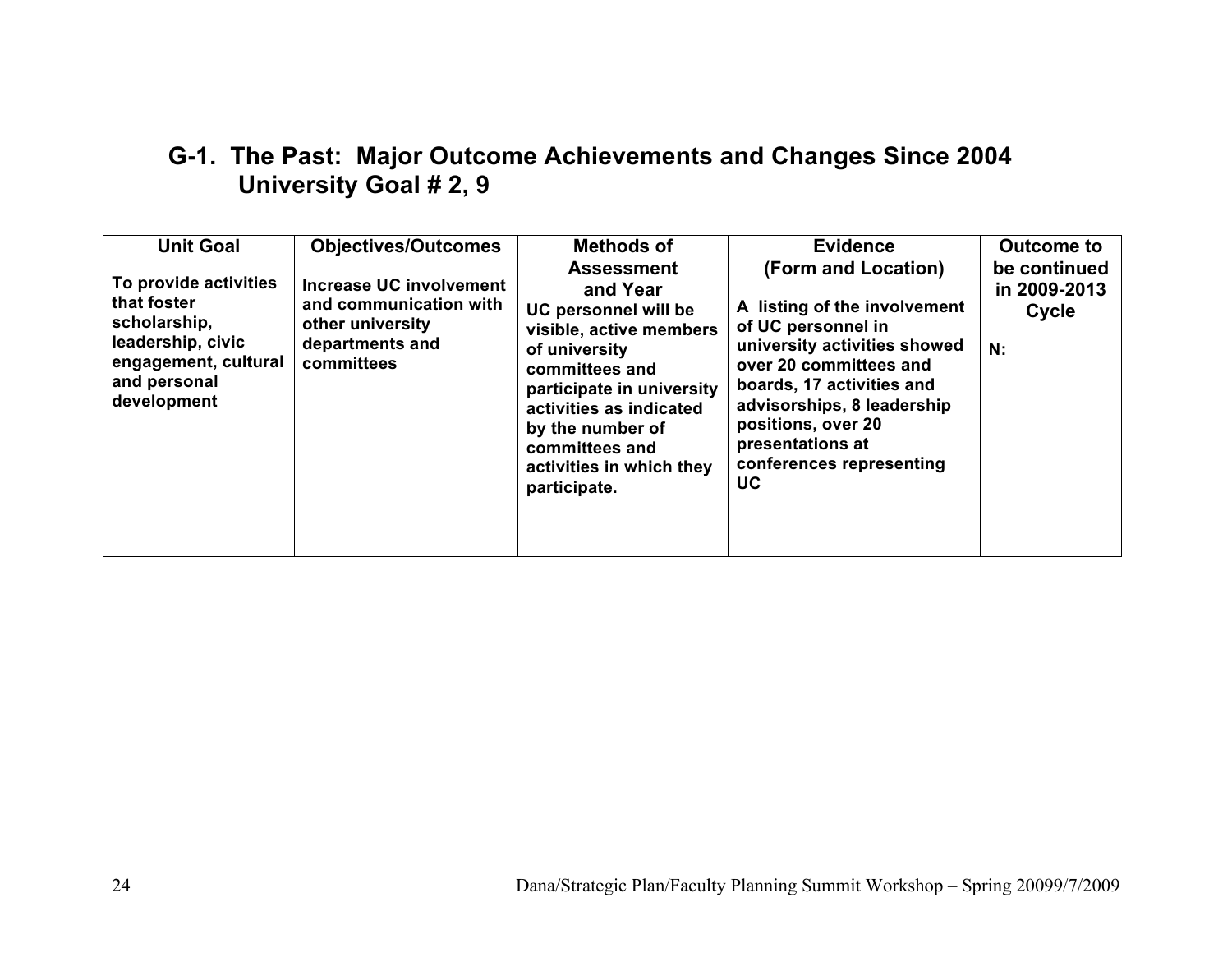## G-1. The Past: Major Outcome Achievements and Changes Since 2004 University Goal # 2, 9

| Unit Goal | Objectives/Outcomes | Methods of Assessment and Year | Evidence (Form and Location) | Outcome to be continued in 2009-2013 Cycle |
|---|---|---|---|---|
| To provide activities that foster scholarship, leadership, civic engagement, cultural and personal development | Increase UC involvement and communication with other university departments and committees | UC personnel will be visible, active members of university committees and participate in university activities as indicated by the number of committees and activities in which they participate. | A listing of the involvement of UC personnel in university activities showed over 20 committees and boards, 17 activities and advisorships, 8 leadership positions, over 20 presentations at conferences representing UC | N: |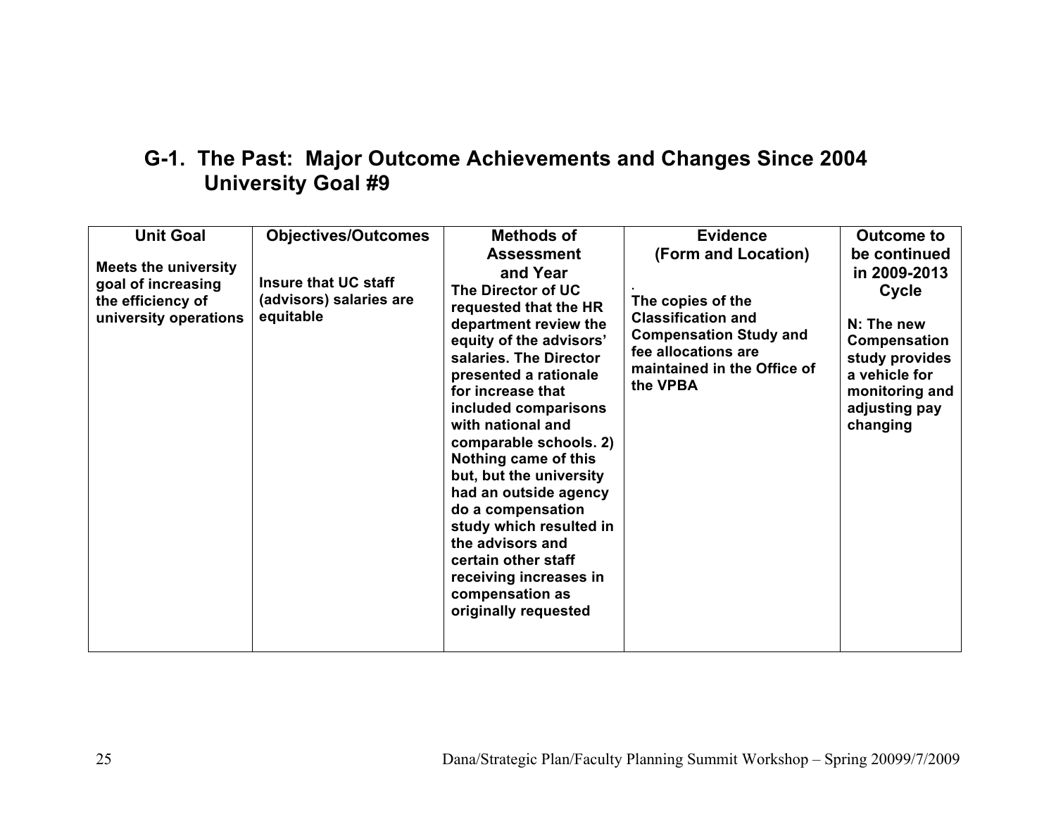## G-1. The Past: Major Outcome Achievements and Changes Since 2004
## University Goal #9

| Unit Goal | Objectives/Outcomes | Methods of Assessment and Year | Evidence (Form and Location) | Outcome to be continued in 2009-2013 Cycle |
|---|---|---|---|---|
| **Meets the university goal of increasing the efficiency of university operations** | **Insure that UC staff (advisors) salaries are equitable** | **The Director of UC requested that the HR department review the equity of the advisors' salaries. The Director presented a rationale for increase that included comparisons with national and comparable schools. 2) Nothing came of this but, but the university had an outside agency do a compensation study which resulted in the advisors and certain other staff receiving increases in compensation as originally requested** | **. The copies of the Classification and Compensation Study and fee allocations are maintained in the Office of the VPBA** | **N: The new Compensation study provides a vehicle for monitoring and adjusting pay changing** |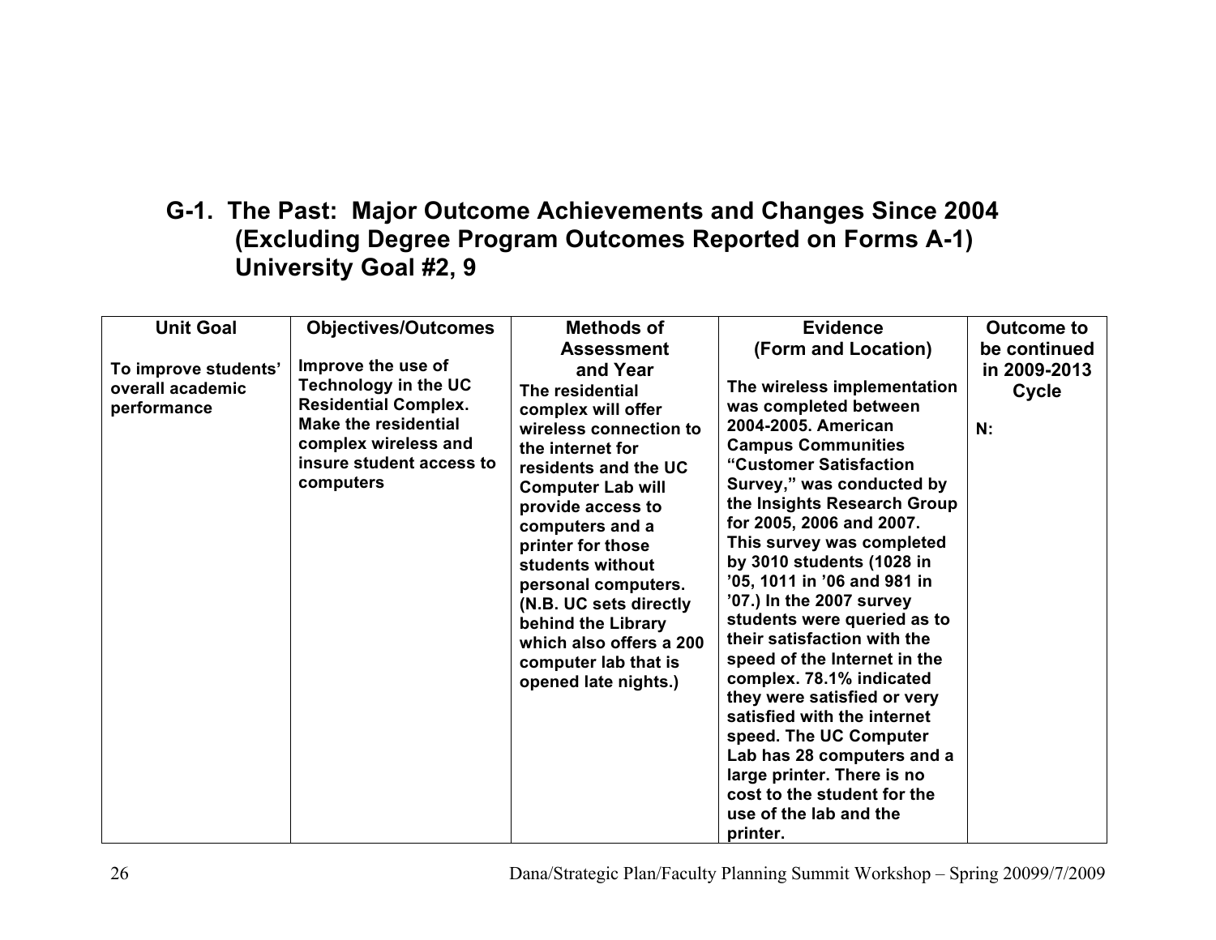## G-1. The Past: Major Outcome Achievements and Changes Since 2004 (Excluding Degree Program Outcomes Reported on Forms A-1) University Goal #2, 9

| Unit Goal | Objectives/Outcomes | Methods of Assessment and Year | Evidence (Form and Location) | Outcome to be continued in 2009-2013 Cycle |
|---|---|---|---|---|
| **To improve students' overall academic performance** | **Improve the use of Technology in the UC Residential Complex. Make the residential complex wireless and insure student access to computers** | **The residential complex will offer wireless connection to the internet for residents and the UC Computer Lab will provide access to computers and a printer for those students without personal computers. (N.B. UC sets directly behind the Library which also offers a 200 computer lab that is opened late nights.)** | **The wireless implementation was completed between 2004-2005. American Campus Communities "Customer Satisfaction Survey," was conducted by the Insights Research Group for 2005, 2006 and 2007. This survey was completed by 3010 students (1028 in '05, 1011 in '06 and 981 in '07.) In the 2007 survey students were queried as to their satisfaction with the speed of the Internet in the complex. 78.1% indicated they were satisfied or very satisfied with the internet speed. The UC Computer Lab has 28 computers and a large printer. There is no cost to the student for the use of the lab and the printer.** | **N:** |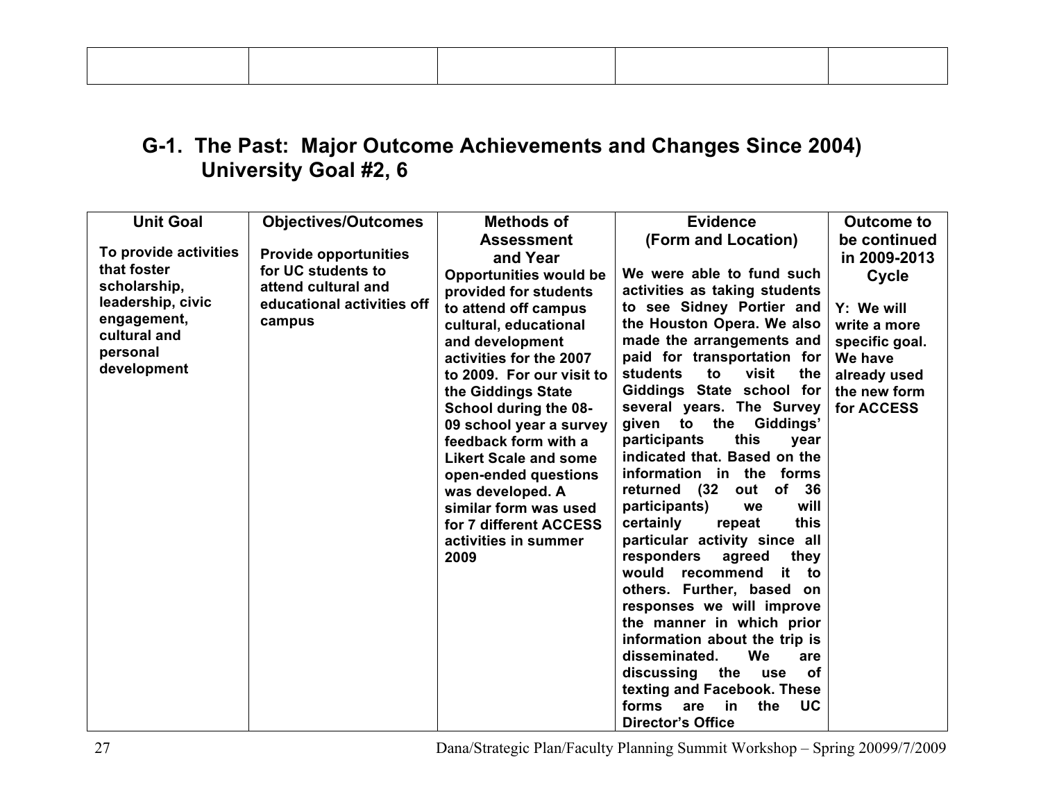| | | | | |
|---|---|---|---|---|

## G-1. The Past: Major Outcome Achievements and Changes Since 2004) University Goal #2, 6

| Unit Goal | Objectives/Outcomes | Methods of Assessment and Year | Evidence (Form and Location) | Outcome to be continued in 2009-2013 Cycle |
|---|---|---|---|---|
| **To provide activities that foster scholarship, leadership, civic engagement, cultural and personal development** | **Provide opportunities for UC students to attend cultural and educational activities off campus** | **Opportunities would be provided for students to attend off campus cultural, educational and development activities for the 2007 to 2009. For our visit to the Giddings State School during the 08-09 school year a survey feedback form with a Likert Scale and some open-ended questions was developed. A similar form was used for 7 different ACCESS activities in summer 2009** | **We were able to fund such activities as taking students to see Sidney Portier and the Houston Opera. We also made the arrangements and paid for transportation for students to visit the Giddings State school for several years. The Survey given to the Giddings' participants this year indicated that. Based on the information in the forms returned (32 out of 36 participants) we will certainly repeat this particular activity since all responders agreed they would recommend it to others. Further, based on responses we will improve the manner in which prior information about the trip is disseminated. We are discussing the use of texting and Facebook. These forms are in the UC Director's Office** | **Y: We will write a more specific goal. We have already used the new form for ACCESS** |

Dana/Strategic Plan/Faculty Planning Summit Workshop – Spring 20099/7/2009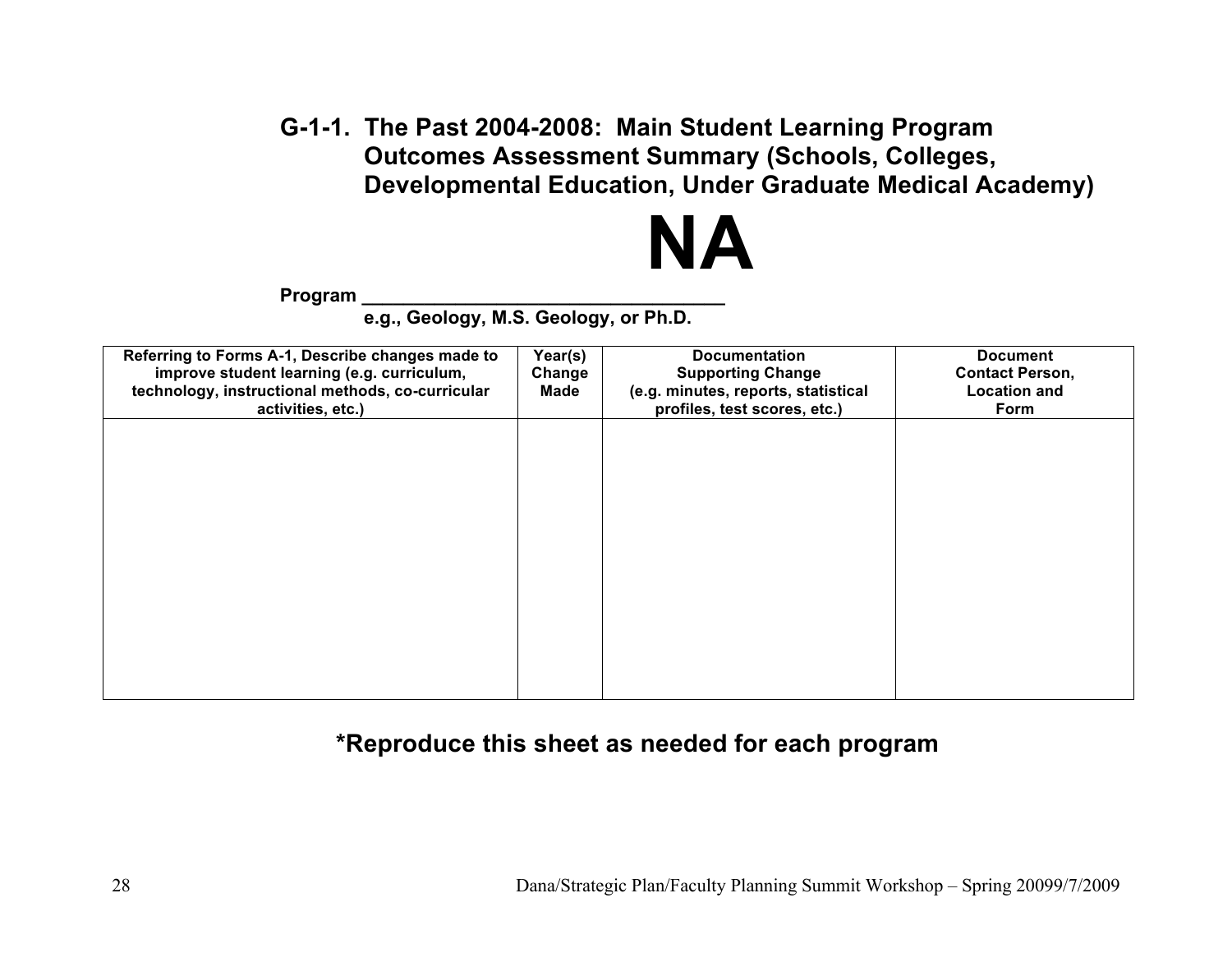## G-1-1. The Past 2004-2008: Main Student Learning Program Outcomes Assessment Summary (Schools, Colleges, Developmental Education, Under Graduate Medical Academy)

# NA

**Program ___________________________________**

**e.g., Geology, M.S. Geology, or Ph.D.**

| Referring to Forms A-1, Describe changes made to improve student learning (e.g. curriculum, technology, instructional methods, co-curricular activities, etc.) | Year(s) Change Made | Documentation Supporting Change (e.g. minutes, reports, statistical profiles, test scores, etc.) | Document Contact Person, Location and Form |
|---|---|---|---|
| | | | |

**\*Reproduce this sheet as needed for each program**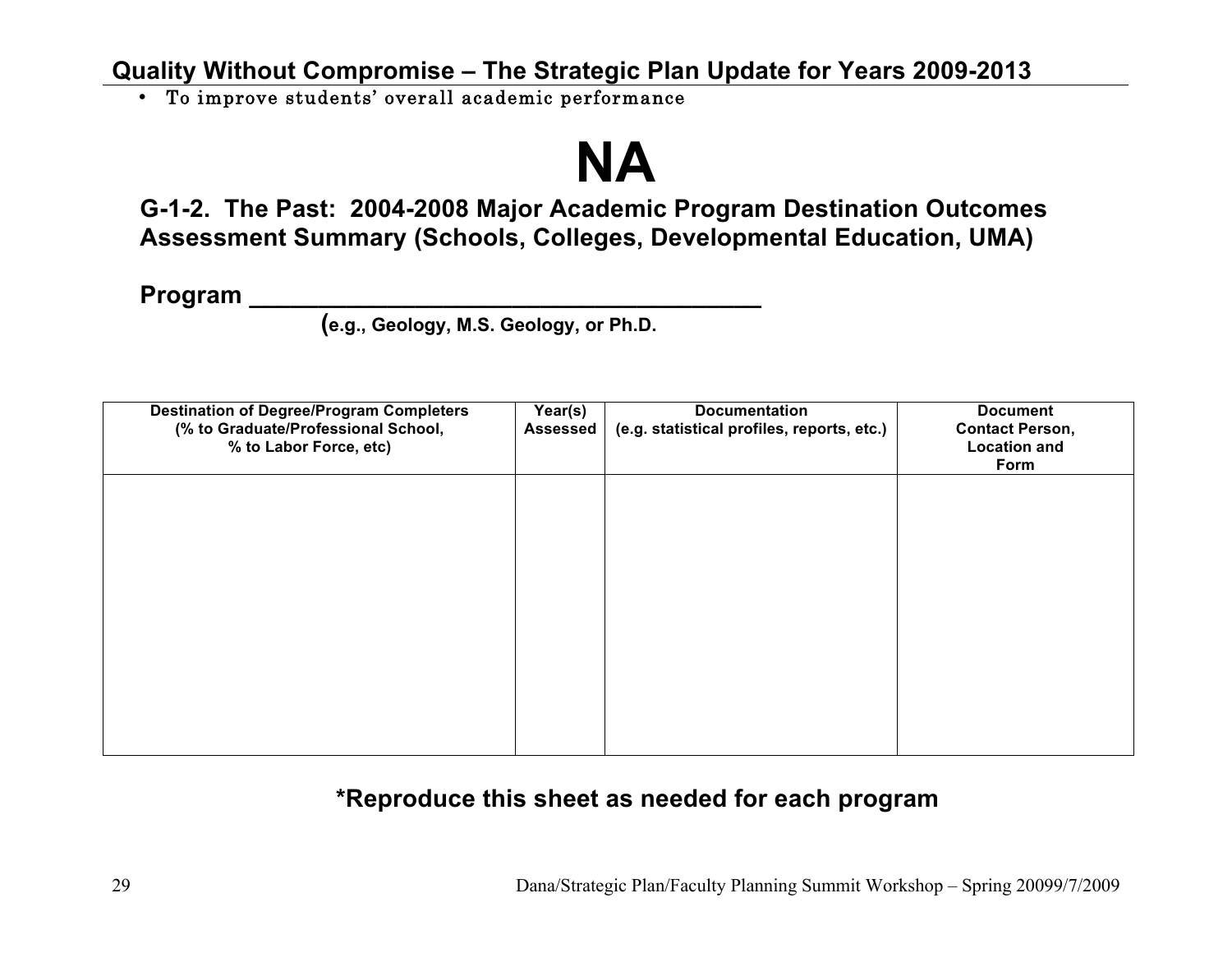- To improve students' overall academic performance

# NA

## G-1-2. The Past: 2004-2008 Major Academic Program Destination Outcomes Assessment Summary (Schools, Colleges, Developmental Education, UMA)

**Program \_\_\_\_\_\_\_\_\_\_\_\_\_\_\_\_\_\_\_\_\_\_\_\_\_\_\_\_\_\_\_\_\_\_\_\_\_\_\_**

**(e.g., Geology, M.S. Geology, or Ph.D.**

| Destination of Degree/Program Completers (% to Graduate/Professional School, % to Labor Force, etc) | Year(s) Assessed | Documentation (e.g. statistical profiles, reports, etc.) | Document Contact Person, Location and Form |
|---|---|---|---|
| | | | |

**\*Reproduce this sheet as needed for each program**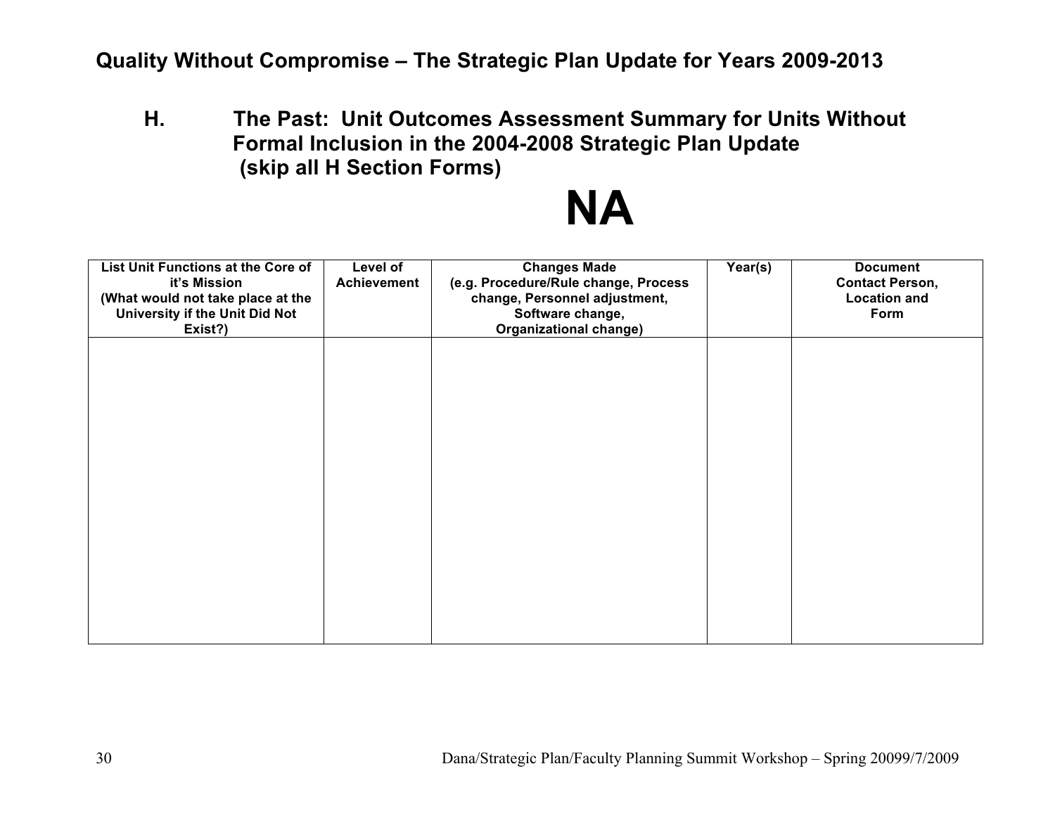**Quality Without Compromise – The Strategic Plan Update for Years 2009-2013**

## H. The Past: Unit Outcomes Assessment Summary for Units Without Formal Inclusion in the 2004-2008 Strategic Plan Update (skip all H Section Forms)

# NA

| List Unit Functions at the Core of it's Mission (What would not take place at the University if the Unit Did Not Exist?) | Level of Achievement | Changes Made (e.g. Procedure/Rule change, Process change, Personnel adjustment, Software change, Organizational change) | Year(s) | Document Contact Person, Location and Form |
|---|---|---|---|---|
| | | | | |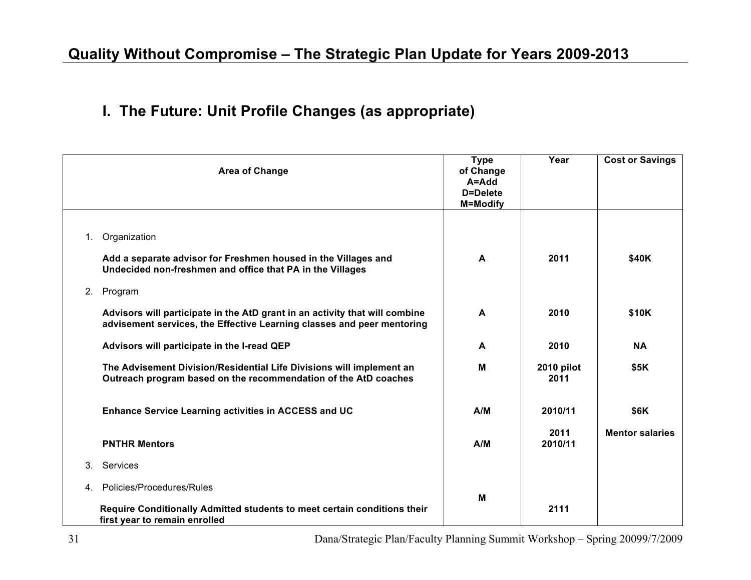## Quality Without Compromise – The Strategic Plan Update for Years 2009-2013

# I. The Future: Unit Profile Changes (as appropriate)

| Area of Change | Type of Change A=Add D=Delete M=Modify | Year | Cost or Savings |
|---|---|---|---|
| 1. Organization | | | |
| **Add a separate advisor for Freshmen housed in the Villages and Undecided non-freshmen and office that PA in the Villages** | **A** | **2011** | **$40K** |
| 2. Program | | | |
| **Advisors will participate in the AtD grant in an activity that will combine advisement services, the Effective Learning classes and peer mentoring** | **A** | **2010** | **$10K** |
| **Advisors will participate in the I-read QEP** | **A** | **2010** | **NA** |
| **The Advisement Division/Residential Life Divisions will implement an Outreach program based on the recommendation of the AtD coaches** | **M** | **2010 pilot 2011** | **$5K** |
| **Enhance Service Learning activities in ACCESS and UC** | **A/M** | **2010/11** | **$6K** |
| **PNTHR Mentors** | **A/M** | **2011 2010/11** | **Mentor salaries** |
| 3. Services | | | |
| 4. Policies/Procedures/Rules | | | |
| **Require Conditionally Admitted students to meet certain conditions their first year to remain enrolled** | **M** | **2111** | |

Dana/Strategic Plan/Faculty Planning Summit Workshop – Spring 20099/7/2009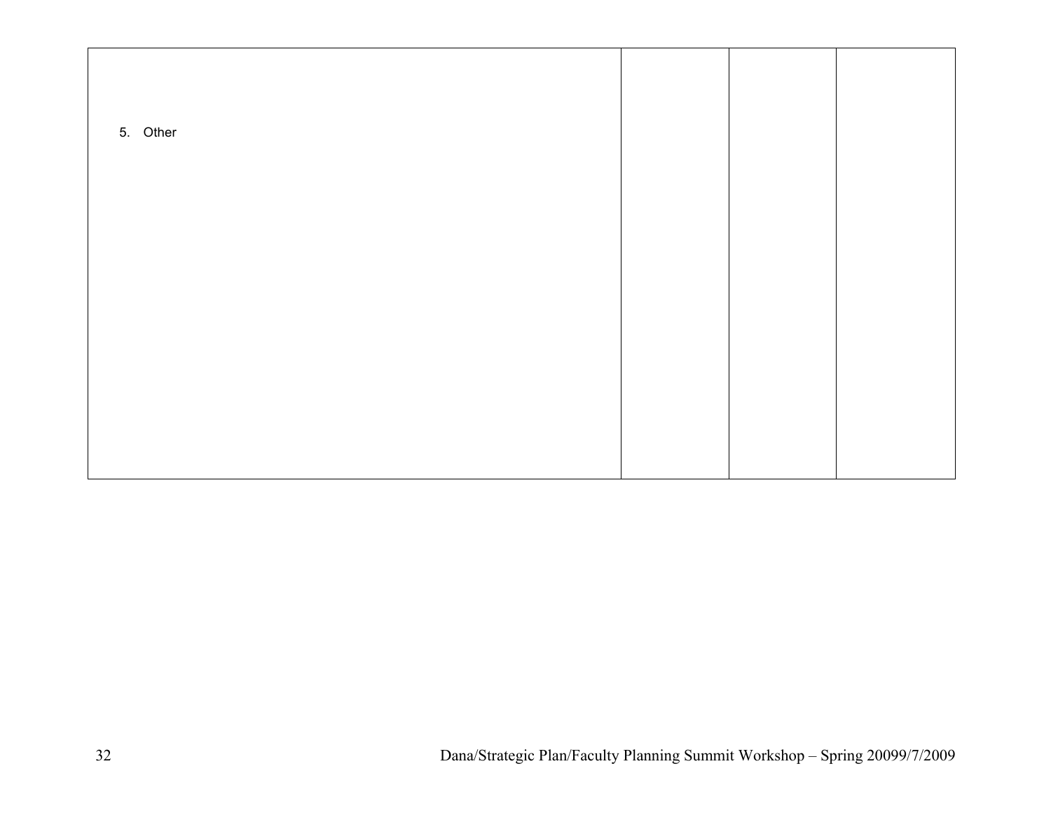| | | | |
|---|---|---|---|
| 5. Other | | | |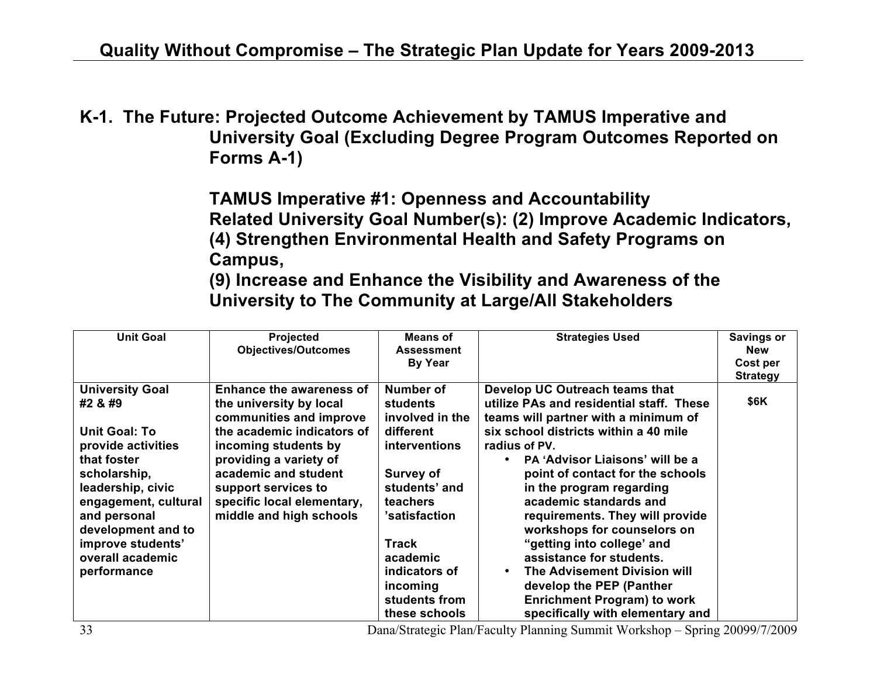## K-1. The Future: Projected Outcome Achievement by TAMUS Imperative and University Goal (Excluding Degree Program Outcomes Reported on Forms A-1)

### TAMUS Imperative #1: Openness and Accountability
### Related University Goal Number(s): (2) Improve Academic Indicators, (4) Strengthen Environmental Health and Safety Programs on Campus, (9) Increase and Enhance the Visibility and Awareness of the University to The Community at Large/All Stakeholders

| Unit Goal | Projected Objectives/Outcomes | Means of Assessment By Year | Strategies Used | Savings or New Cost per Strategy |
|---|---|---|---|---|
| **University Goal #2 & #9**<br><br>**Unit Goal: To provide activities that foster scholarship, leadership, civic engagement, cultural and personal development and to improve students' overall academic performance** | **Enhance the awareness of the university by local communities and improve the academic indicators of incoming students by providing a variety of academic and student support services to specific local elementary, middle and high schools** | **Number of students involved in the different interventions**<br><br>**Survey of students' and teachers 'satisfaction**<br><br>**Track academic indicators of incoming students from these schools** | **Develop UC Outreach teams that utilize PAs and residential staff. These teams will partner with a minimum of six school districts within a 40 mile radius of PV.**<br>• **PA 'Advisor Liaisons' will be a point of contact for the schools in the program regarding academic standards and requirements. They will provide workshops for counselors on "getting into college' and assistance for students.**<br>• **The Advisement Division will develop the PEP (Panther Enrichment Program) to work specifically with elementary and** | **$6K** |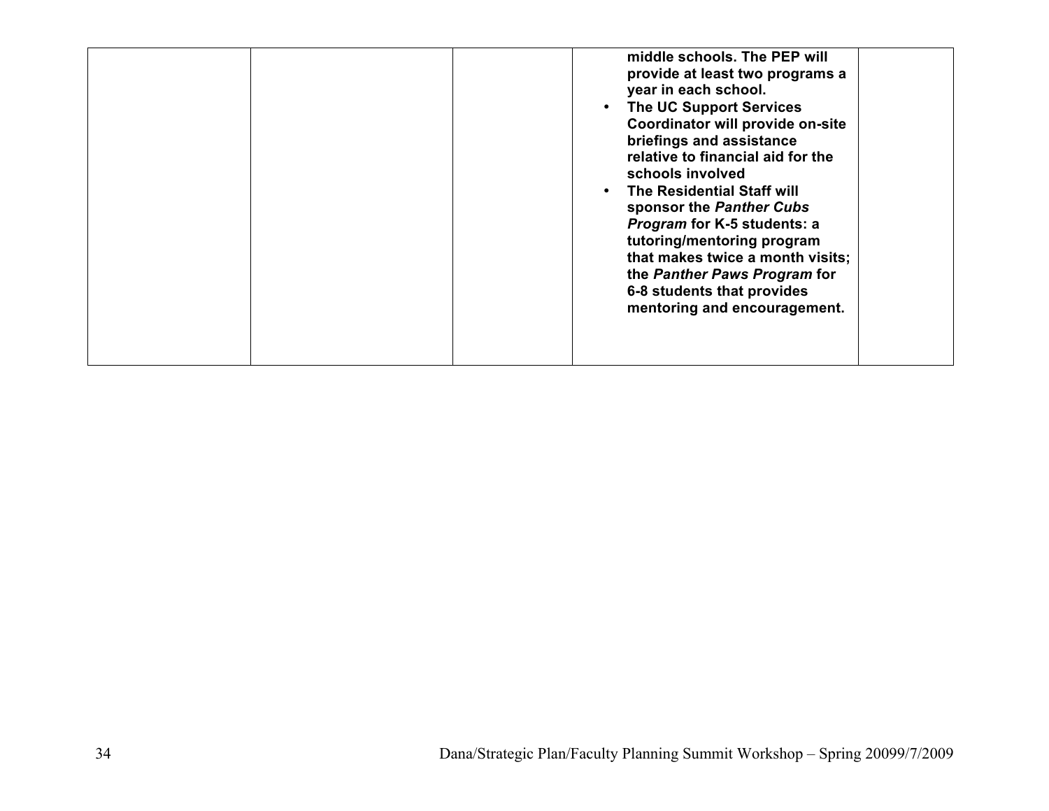| | | | | |
|---|---|---|---|---|
| | | | **middle schools. The PEP will provide at least two programs a year in each school.** <br> • **The UC Support Services Coordinator will provide on-site briefings and assistance relative to financial aid for the schools involved** <br> • **The Residential Staff will sponsor the *Panther Cubs Program* for K-5 students: a tutoring/mentoring program that makes twice a month visits; the *Panther Paws Program* for 6-8 students that provides mentoring and encouragement.** | |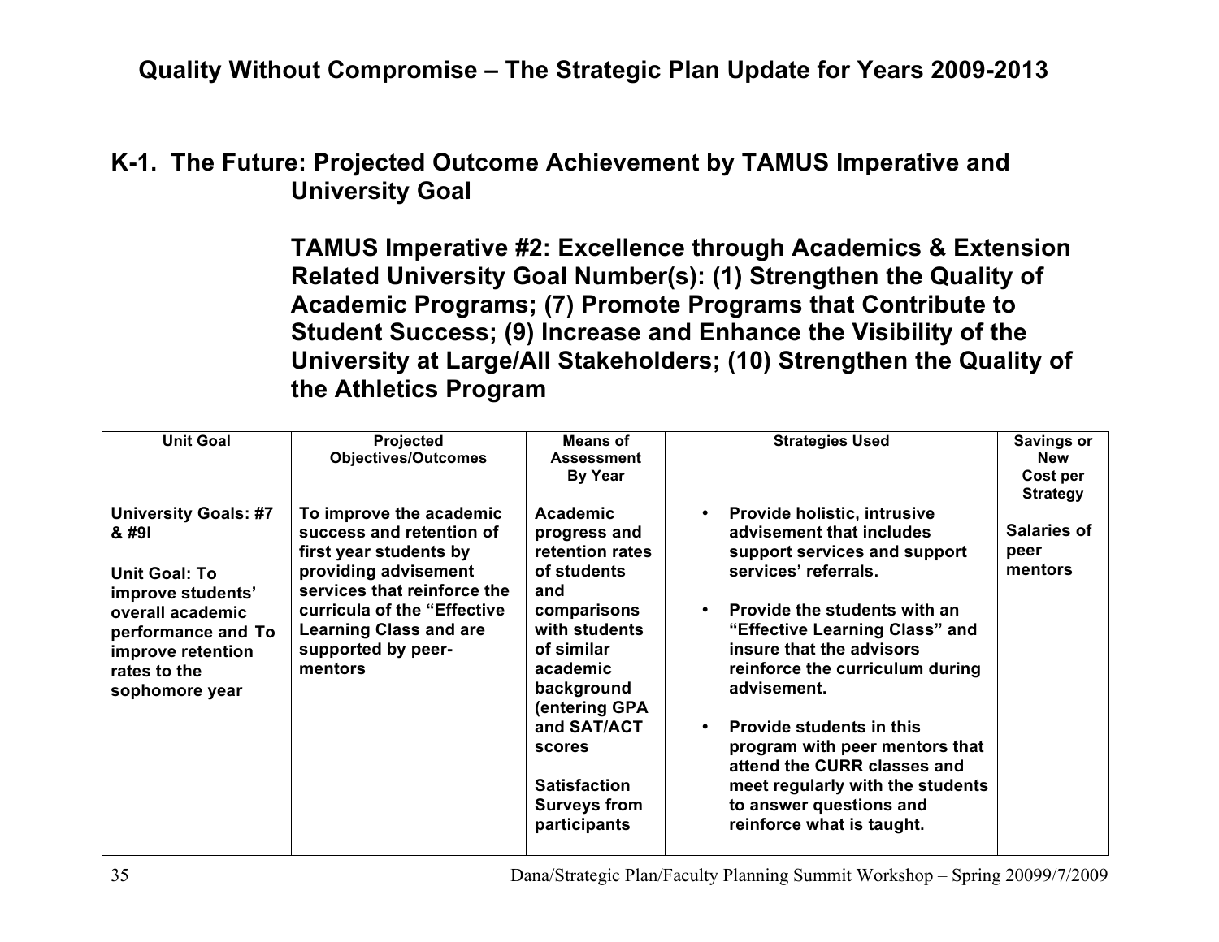## K-1. The Future: Projected Outcome Achievement by TAMUS Imperative and University Goal

### TAMUS Imperative #2: Excellence through Academics & Extension Related University Goal Number(s): (1) Strengthen the Quality of Academic Programs; (7) Promote Programs that Contribute to Student Success; (9) Increase and Enhance the Visibility of the University at Large/All Stakeholders; (10) Strengthen the Quality of the Athletics Program

| Unit Goal | Projected Objectives/Outcomes | Means of Assessment By Year | Strategies Used | Savings or New Cost per Strategy |
|---|---|---|---|---|
| **University Goals: #7 & #9I**<br><br>**Unit Goal: To improve students' overall academic performance and To improve retention rates to the sophomore year** | **To improve the academic success and retention of first year students by providing advisement services that reinforce the curricula of the "Effective Learning Class and are supported by peer-mentors** | **Academic progress and retention rates of students and comparisons with students of similar academic background (entering GPA and SAT/ACT scores**<br><br>**Satisfaction Surveys from participants** | • **Provide holistic, intrusive advisement that includes support services and support services' referrals.**<br><br>• **Provide the students with an "Effective Learning Class" and insure that the advisors reinforce the curriculum during advisement.**<br><br>• **Provide students in this program with peer mentors that attend the CURR classes and meet regularly with the students to answer questions and reinforce what is taught.** | **Salaries of peer mentors** |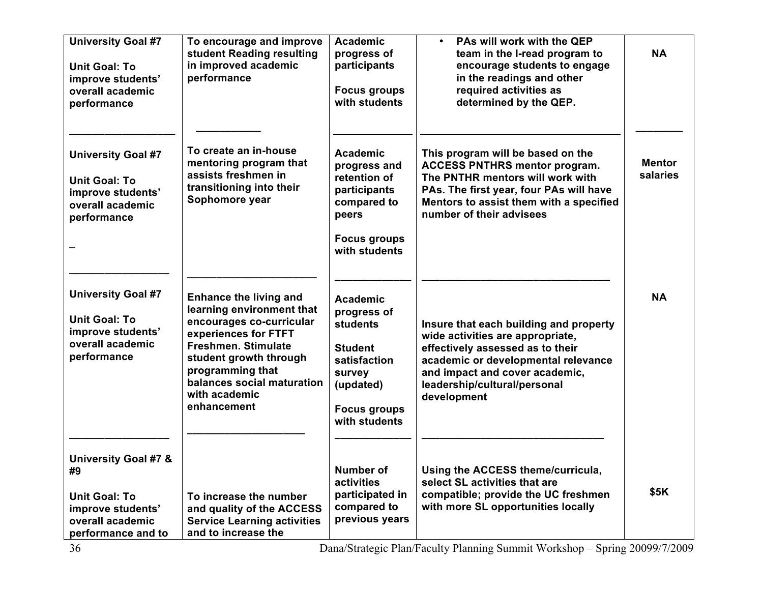| | | | | |
|---|---|---|---|---|
| **University Goal #7**<br><br>**Unit Goal: To improve students' overall academic performance** | **To encourage and improve student Reading resulting in improved academic performance** | **Academic progress of participants**<br><br>**Focus groups with students** | • **PAs will work with the QEP team in the I-read program to encourage students to engage in the readings and other required activities as determined by the QEP.** | **NA** |
| **University Goal #7**<br><br>**Unit Goal: To improve students' overall academic performance**<br><br>_ | **To create an in-house mentoring program that assists freshmen in transitioning into their Sophomore year** | **Academic progress and retention of participants compared to peers**<br><br>**Focus groups with students** | **This program will be based on the ACCESS PNTHRS mentor program. The PNTHR mentors will work with PAs. The first year, four PAs will have Mentors to assist them with a specified number of their advisees** | **Mentor salaries** |
| **University Goal #7**<br><br>**Unit Goal: To improve students' overall academic performance** | **Enhance the living and learning environment that encourages co-curricular experiences for FTFT Freshmen. Stimulate student growth through programming that balances social maturation with academic enhancement** | **Academic progress of students**<br><br>**Student satisfaction survey (updated)**<br><br>**Focus groups with students** | **Insure that each building and property wide activities are appropriate, effectively assessed as to their academic or developmental relevance and impact and cover academic, leadership/cultural/personal development** | **NA** |
| **University Goal #7 & #9**<br><br>**Unit Goal: To improve students' overall academic performance and to** | **To increase the number and quality of the ACCESS Service Learning activities and to increase the** | **Number of activities participated in compared to previous years** | **Using the ACCESS theme/curricula, select SL activities that are compatible; provide the UC freshmen with more SL opportunities locally** | **$5K** |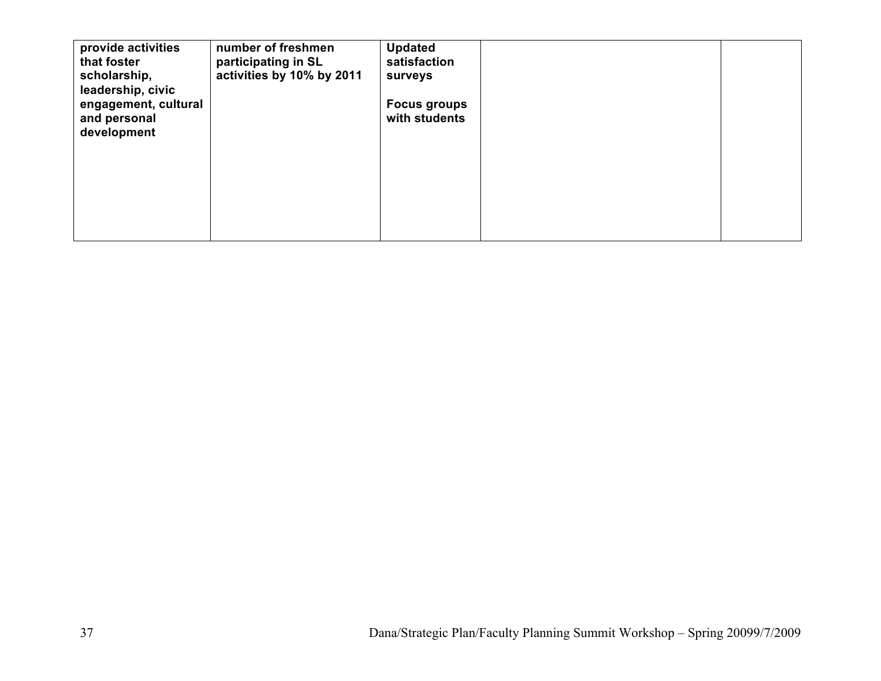| | | | | |
|---|---|---|---|---|
| **provide activities that foster scholarship, leadership, civic engagement, cultural and personal development** | **number of freshmen participating in SL activities by 10% by 2011** | **Updated satisfaction surveys**<br><br>**Focus groups with students** | | |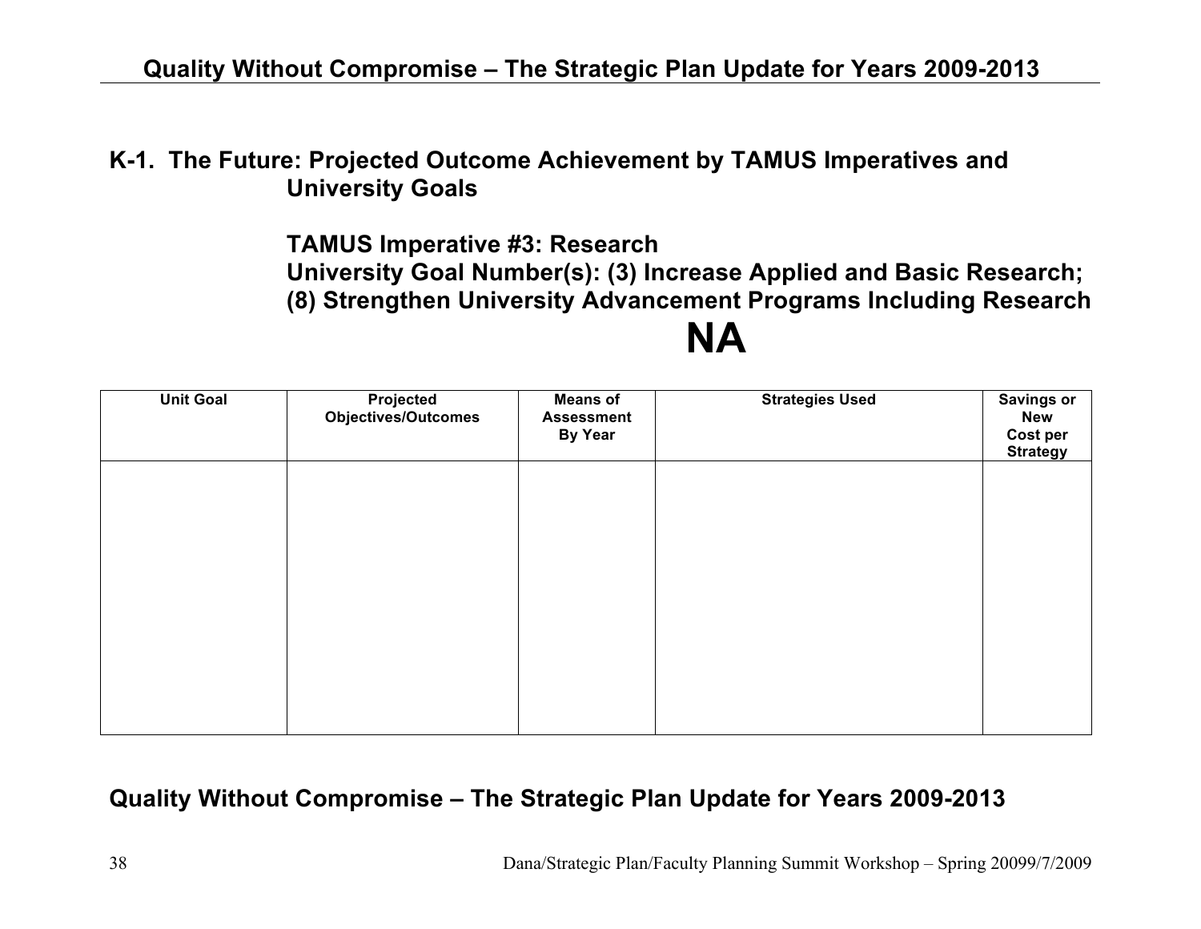## K-1. The Future: Projected Outcome Achievement by TAMUS Imperatives and University Goals

### TAMUS Imperative #3: Research
### University Goal Number(s): (3) Increase Applied and Basic Research; (8) Strengthen University Advancement Programs Including Research

# NA

| Unit Goal | Projected Objectives/Outcomes | Means of Assessment By Year | Strategies Used | Savings or New Cost per Strategy |
|---|---|---|---|---|
| | | | | |

**Quality Without Compromise – The Strategic Plan Update for Years 2009-2013**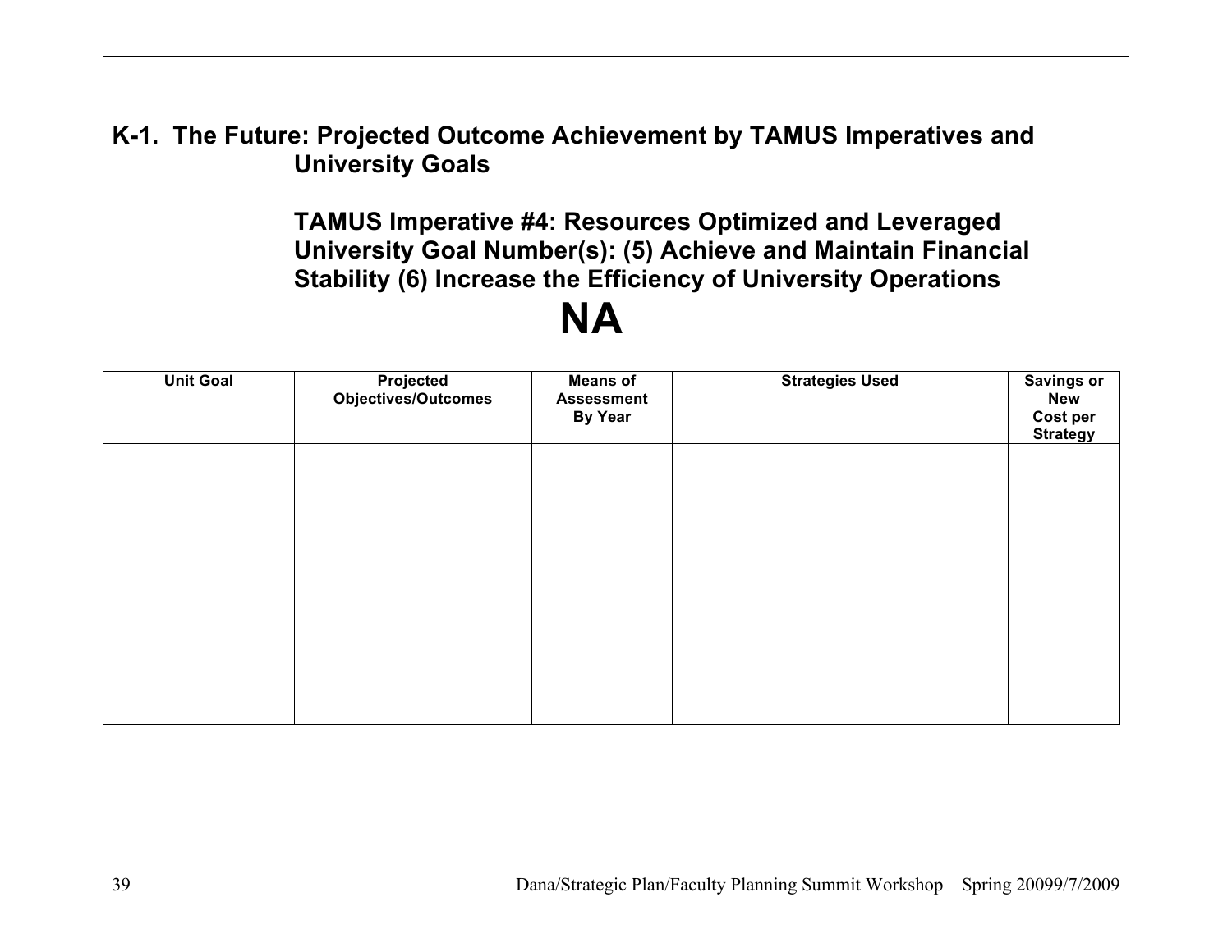## K-1. The Future: Projected Outcome Achievement by TAMUS Imperatives and University Goals

**TAMUS Imperative #4: Resources Optimized and Leveraged**
**University Goal Number(s): (5) Achieve and Maintain Financial Stability (6) Increase the Efficiency of University Operations**

# NA

| Unit Goal | Projected Objectives/Outcomes | Means of Assessment By Year | Strategies Used | Savings or New Cost per Strategy |
|---|---|---|---|---|
| | | | | |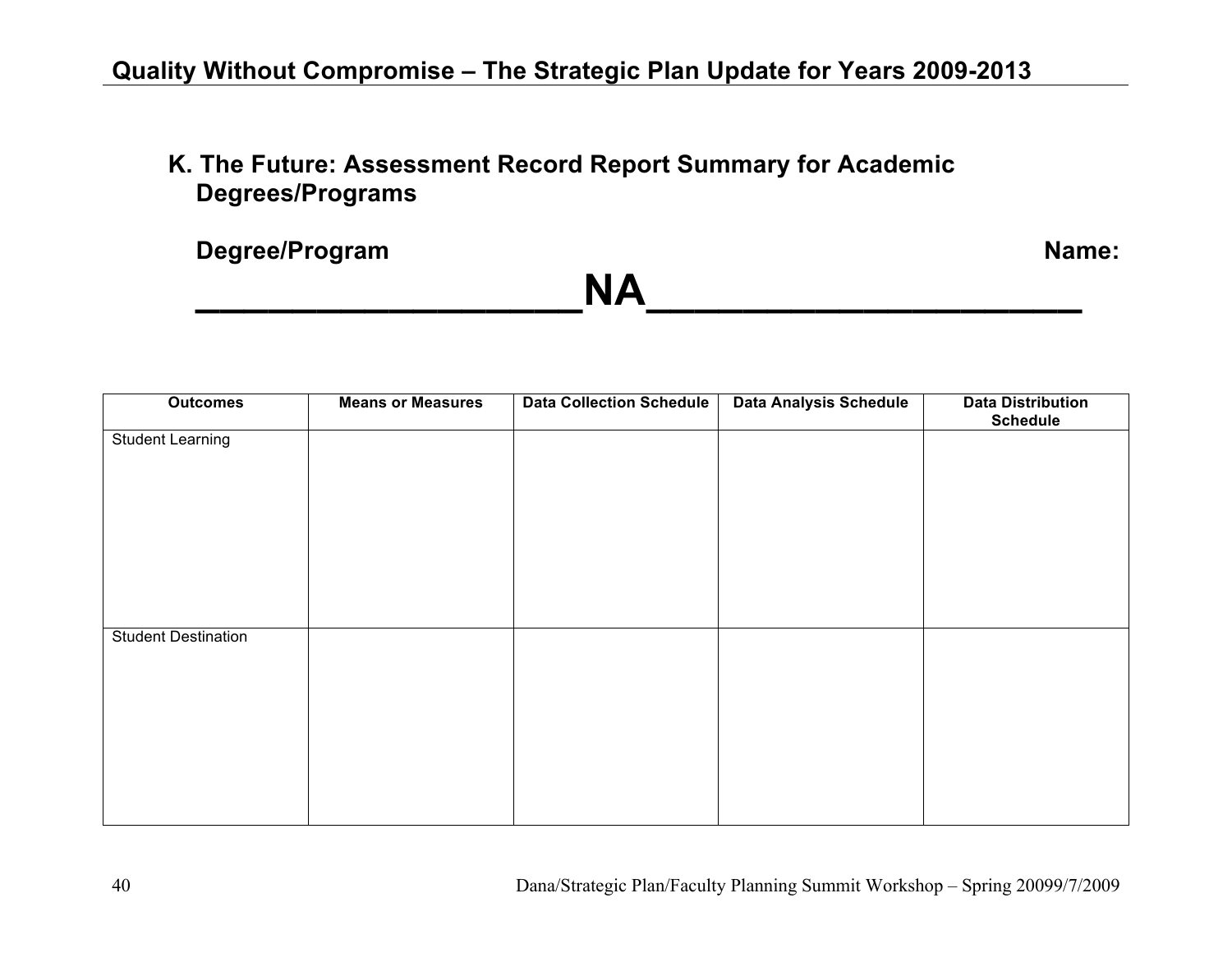## K. The Future: Assessment Record Report Summary for Academic Degrees/Programs

**Degree/Program Name: ___________________NA_____________________**

| Outcomes | Means or Measures | Data Collection Schedule | Data Analysis Schedule | Data Distribution Schedule |
| --- | --- | --- | --- | --- |
| Student Learning | | | | |
| Student Destination | | | | |